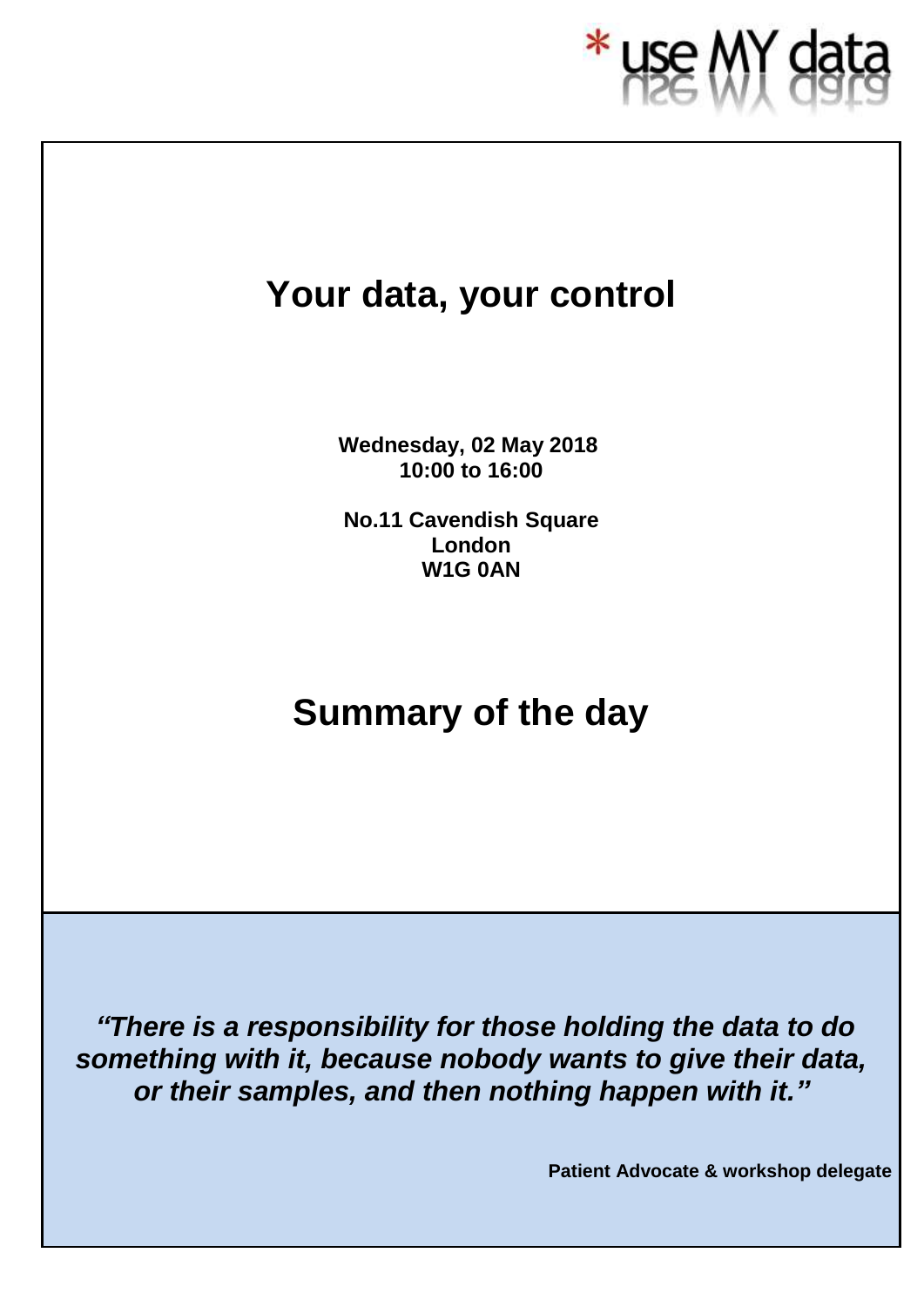\* use MY data

# Your data, your control

**Wednesday, 02 May 2018**
**10:00 to 16:00**

**No.11 Cavendish Square**
**London**
**W1G 0AN**

# Summary of the day

***"There is a responsibility for those holding the data to do something with it, because nobody wants to give their data, or their samples, and then nothing happen with it."***

**Patient Advocate & workshop delegate**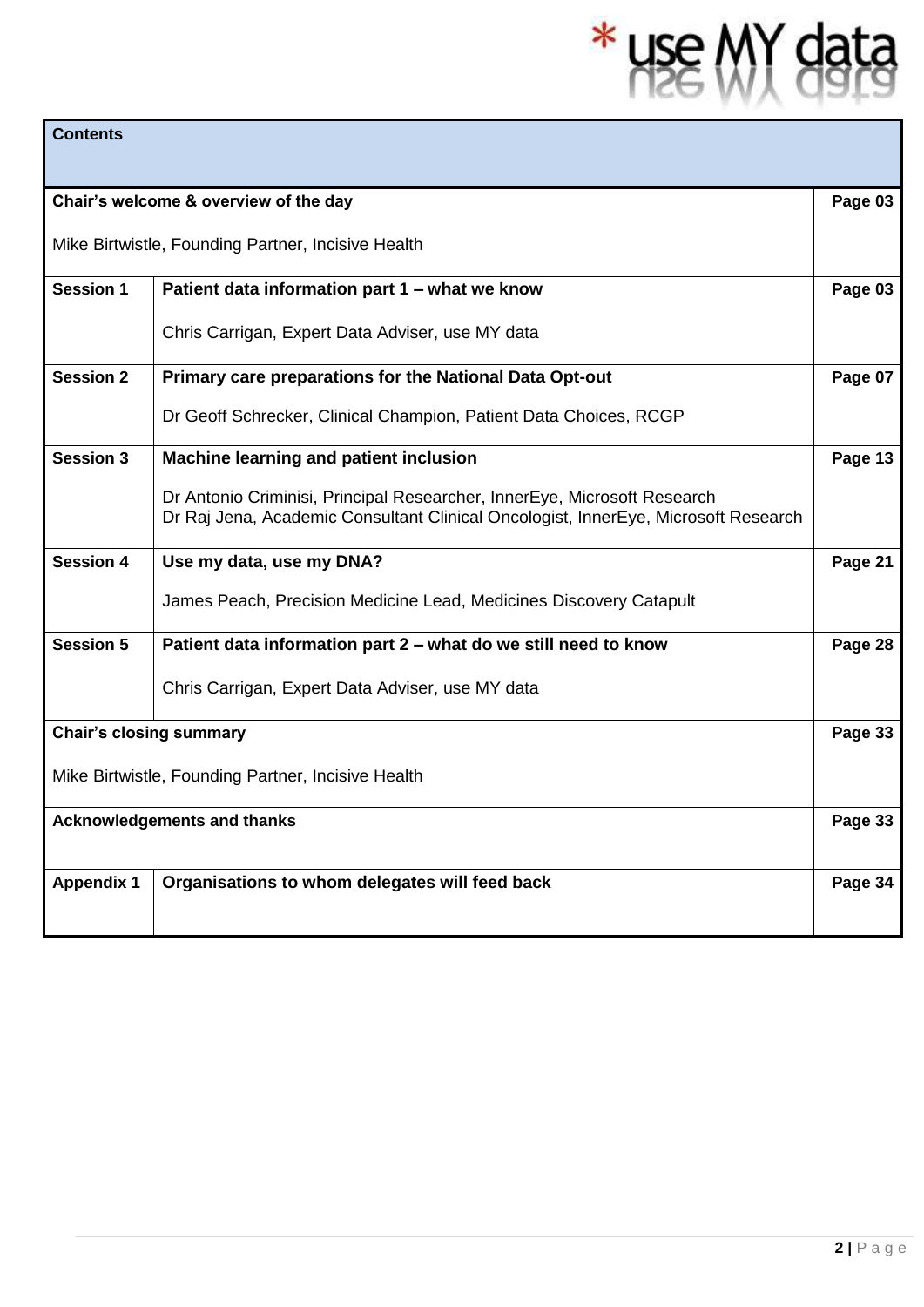| Contents | | |
|---|---|---|
| **Chair's welcome & overview of the day**<br><br>Mike Birtwistle, Founding Partner, Incisive Health | | **Page 03** |
| **Session 1** | **Patient data information part 1 – what we know**<br><br>Chris Carrigan, Expert Data Adviser, use MY data | **Page 03** |
| **Session 2** | **Primary care preparations for the National Data Opt-out**<br><br>Dr Geoff Schrecker, Clinical Champion, Patient Data Choices, RCGP | **Page 07** |
| **Session 3** | **Machine learning and patient inclusion**<br><br>Dr Antonio Criminisi, Principal Researcher, InnerEye, Microsoft Research<br>Dr Raj Jena, Academic Consultant Clinical Oncologist, InnerEye, Microsoft Research | **Page 13** |
| **Session 4** | **Use my data, use my DNA?**<br><br>James Peach, Precision Medicine Lead, Medicines Discovery Catapult | **Page 21** |
| **Session 5** | **Patient data information part 2 – what do we still need to know**<br><br>Chris Carrigan, Expert Data Adviser, use MY data | **Page 28** |
| **Chair's closing summary**<br><br>Mike Birtwistle, Founding Partner, Incisive Health | | **Page 33** |
| **Acknowledgements and thanks** | | **Page 33** |
| **Appendix 1** | **Organisations to whom delegates will feed back** | **Page 34** |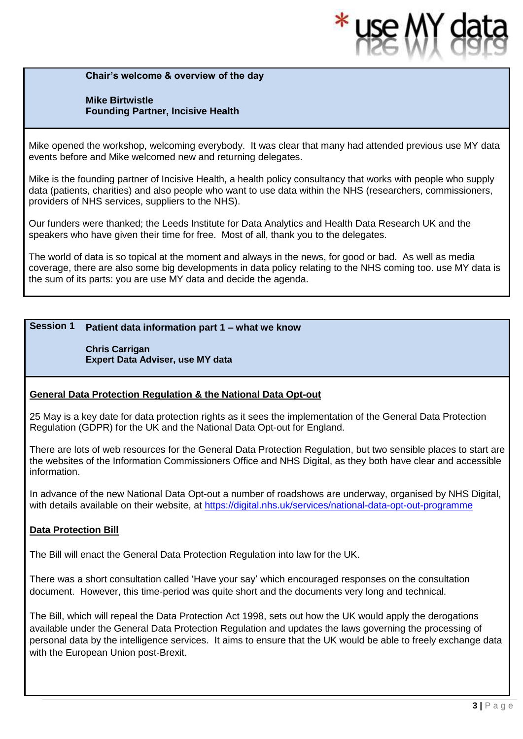**Chair's welcome & overview of the day**

**Mike Birtwistle**
**Founding Partner, Incisive Health**

Mike opened the workshop, welcoming everybody. It was clear that many had attended previous use MY data events before and Mike welcomed new and returning delegates.

Mike is the founding partner of Incisive Health, a health policy consultancy that works with people who supply data (patients, charities) and also people who want to use data within the NHS (researchers, commissioners, providers of NHS services, suppliers to the NHS).

Our funders were thanked; the Leeds Institute for Data Analytics and Health Data Research UK and the speakers who have given their time for free. Most of all, thank you to the delegates.

The world of data is so topical at the moment and always in the news, for good or bad. As well as media coverage, there are also some big developments in data policy relating to the NHS coming too. use MY data is the sum of its parts: you are use MY data and decide the agenda.

**Session 1 Patient data information part 1 – what we know**

**Chris Carrigan**
**Expert Data Adviser, use MY data**

**General Data Protection Regulation & the National Data Opt-out**

25 May is a key date for data protection rights as it sees the implementation of the General Data Protection Regulation (GDPR) for the UK and the National Data Opt-out for England.

There are lots of web resources for the General Data Protection Regulation, but two sensible places to start are the websites of the Information Commissioners Office and NHS Digital, as they both have clear and accessible information.

In advance of the new National Data Opt-out a number of roadshows are underway, organised by NHS Digital, with details available on their website, at https://digital.nhs.uk/services/national-data-opt-out-programme

**Data Protection Bill**

The Bill will enact the General Data Protection Regulation into law for the UK.

There was a short consultation called 'Have your say' which encouraged responses on the consultation document. However, this time-period was quite short and the documents very long and technical.

The Bill, which will repeal the Data Protection Act 1998, sets out how the UK would apply the derogations available under the General Data Protection Regulation and updates the laws governing the processing of personal data by the intelligence services. It aims to ensure that the UK would be able to freely exchange data with the European Union post-Brexit.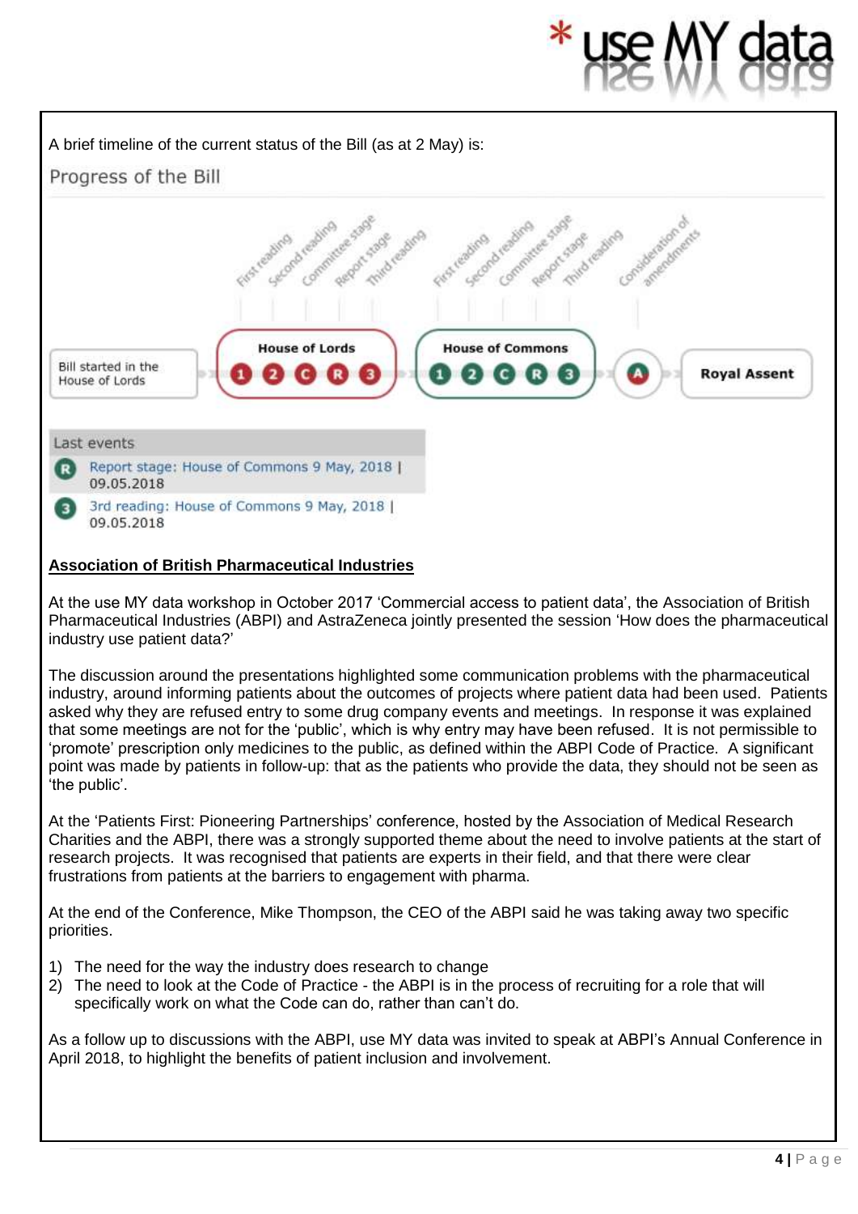A brief timeline of the current status of the Bill (as at 2 May) is:

Progress of the Bill

Bill started in the House of Lords

House of Lords: First reading, Second reading, Committee stage, Report stage, Third reading

House of Commons: First reading, Second reading, Committee stage, Report stage, Third reading

Consideration of amendments

Royal Assent

Last events

- Report stage: House of Commons 9 May, 2018 | 09.05.2018
- 3rd reading: House of Commons 9 May, 2018 | 09.05.2018

**Association of British Pharmaceutical Industries**

At the use MY data workshop in October 2017 'Commercial access to patient data', the Association of British Pharmaceutical Industries (ABPI) and AstraZeneca jointly presented the session 'How does the pharmaceutical industry use patient data?'

The discussion around the presentations highlighted some communication problems with the pharmaceutical industry, around informing patients about the outcomes of projects where patient data had been used. Patients asked why they are refused entry to some drug company events and meetings. In response it was explained that some meetings are not for the 'public', which is why entry may have been refused. It is not permissible to 'promote' prescription only medicines to the public, as defined within the ABPI Code of Practice. A significant point was made by patients in follow-up: that as the patients who provide the data, they should not be seen as 'the public'.

At the 'Patients First: Pioneering Partnerships' conference, hosted by the Association of Medical Research Charities and the ABPI, there was a strongly supported theme about the need to involve patients at the start of research projects. It was recognised that patients are experts in their field, and that there were clear frustrations from patients at the barriers to engagement with pharma.

At the end of the Conference, Mike Thompson, the CEO of the ABPI said he was taking away two specific priorities.

1) The need for the way the industry does research to change
2) The need to look at the Code of Practice - the ABPI is in the process of recruiting for a role that will specifically work on what the Code can do, rather than can't do.

As a follow up to discussions with the ABPI, use MY data was invited to speak at ABPI's Annual Conference in April 2018, to highlight the benefits of patient inclusion and involvement.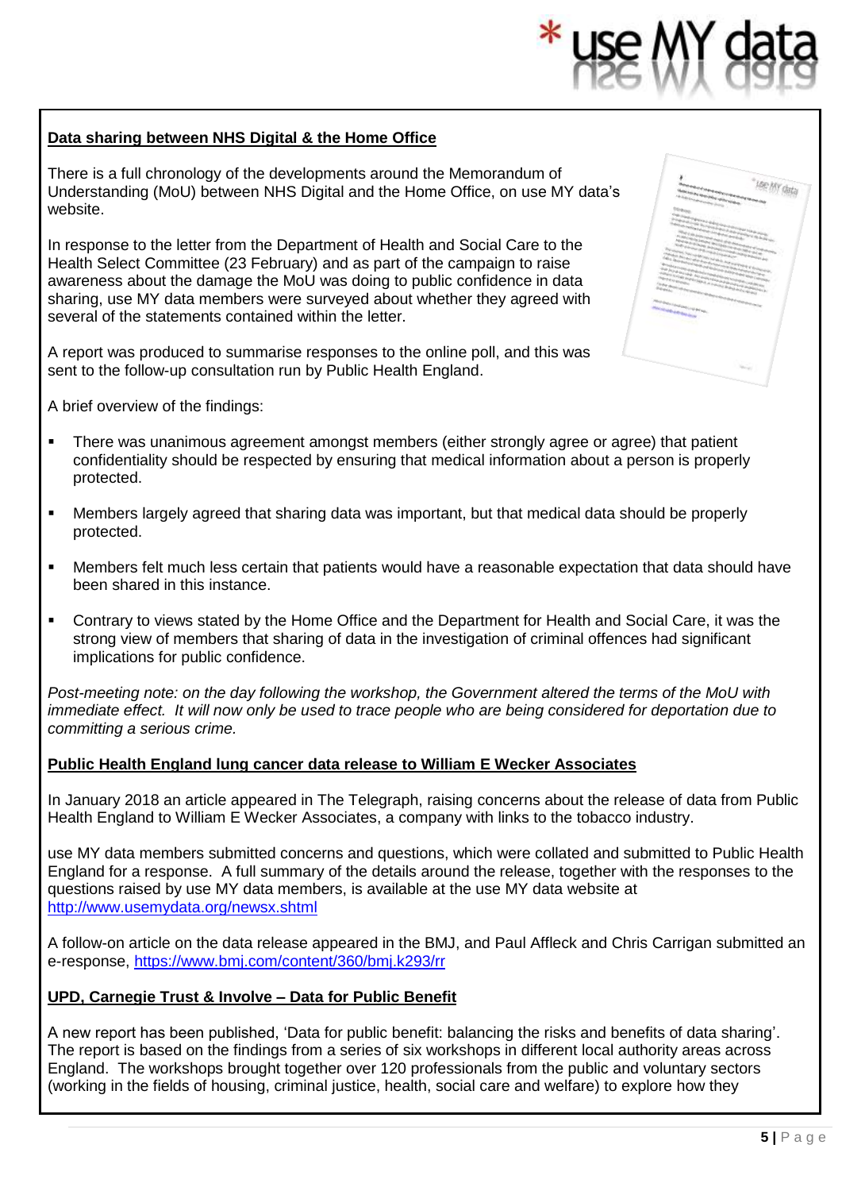### Data sharing between NHS Digital & the Home Office

There is a full chronology of the developments around the Memorandum of Understanding (MoU) between NHS Digital and the Home Office, on use MY data's website.

In response to the letter from the Department of Health and Social Care to the Health Select Committee (23 February) and as part of the campaign to raise awareness about the damage the MoU was doing to public confidence in data sharing, use MY data members were surveyed about whether they agreed with several of the statements contained within the letter.

A report was produced to summarise responses to the online poll, and this was sent to the follow-up consultation run by Public Health England.

A brief overview of the findings:

- There was unanimous agreement amongst members (either strongly agree or agree) that patient confidentiality should be respected by ensuring that medical information about a person is properly protected.
- Members largely agreed that sharing data was important, but that medical data should be properly protected.
- Members felt much less certain that patients would have a reasonable expectation that data should have been shared in this instance.
- Contrary to views stated by the Home Office and the Department for Health and Social Care, it was the strong view of members that sharing of data in the investigation of criminal offences had significant implications for public confidence.

*Post-meeting note: on the day following the workshop, the Government altered the terms of the MoU with immediate effect. It will now only be used to trace people who are being considered for deportation due to committing a serious crime.*

### Public Health England lung cancer data release to William E Wecker Associates

In January 2018 an article appeared in The Telegraph, raising concerns about the release of data from Public Health England to William E Wecker Associates, a company with links to the tobacco industry.

use MY data members submitted concerns and questions, which were collated and submitted to Public Health England for a response. A full summary of the details around the release, together with the responses to the questions raised by use MY data members, is available at the use MY data website at http://www.usemydata.org/newsx.shtml

A follow-on article on the data release appeared in the BMJ, and Paul Affleck and Chris Carrigan submitted an e-response, https://www.bmj.com/content/360/bmj.k293/rr

### UPD, Carnegie Trust & Involve – Data for Public Benefit

A new report has been published, 'Data for public benefit: balancing the risks and benefits of data sharing'. The report is based on the findings from a series of six workshops in different local authority areas across England. The workshops brought together over 120 professionals from the public and voluntary sectors (working in the fields of housing, criminal justice, health, social care and welfare) to explore how they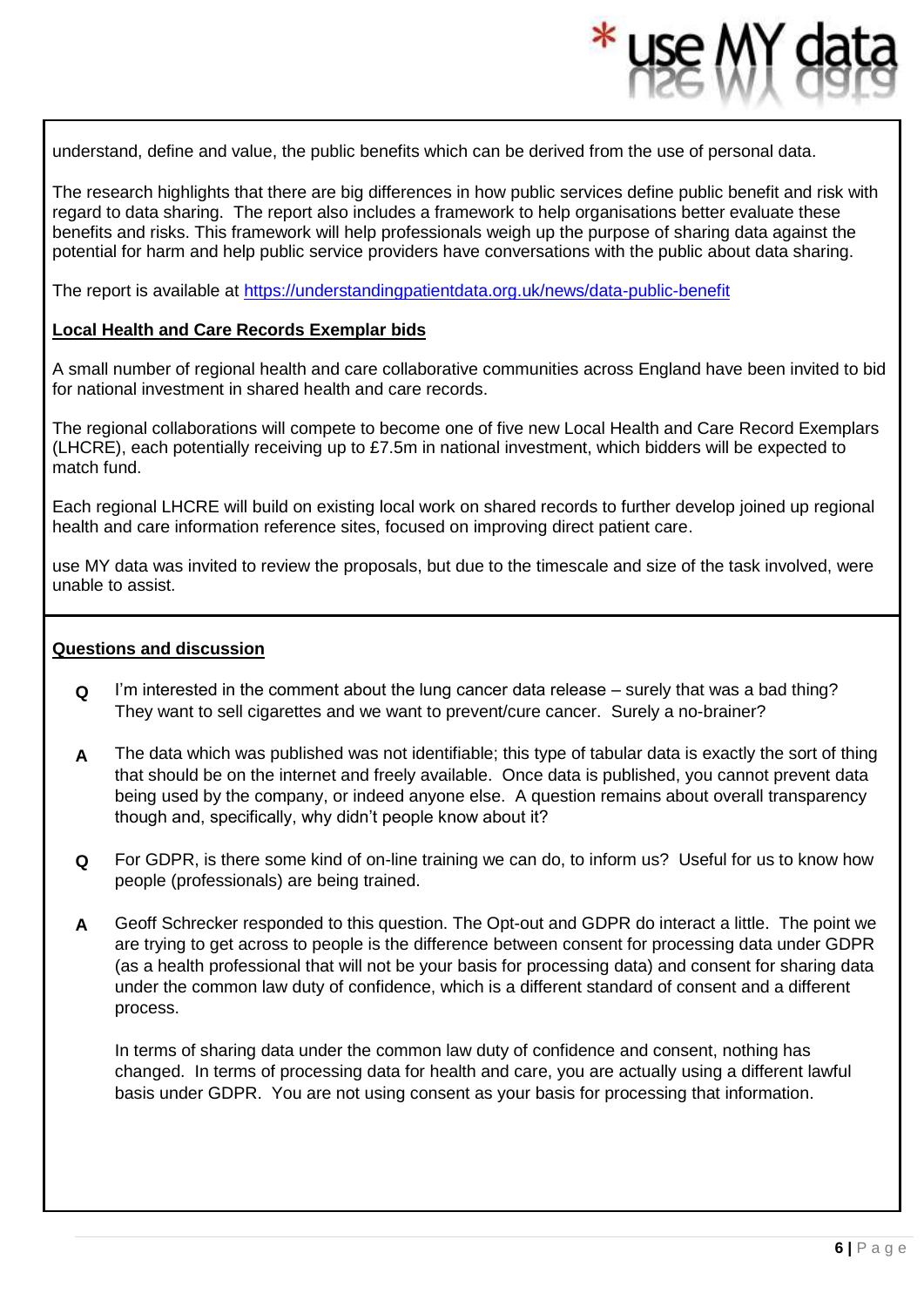understand, define and value, the public benefits which can be derived from the use of personal data.

The research highlights that there are big differences in how public services define public benefit and risk with regard to data sharing. The report also includes a framework to help organisations better evaluate these benefits and risks. This framework will help professionals weigh up the purpose of sharing data against the potential for harm and help public service providers have conversations with the public about data sharing.

The report is available at https://understandingpatientdata.org.uk/news/data-public-benefit

**Local Health and Care Records Exemplar bids**

A small number of regional health and care collaborative communities across England have been invited to bid for national investment in shared health and care records.

The regional collaborations will compete to become one of five new Local Health and Care Record Exemplars (LHCRE), each potentially receiving up to £7.5m in national investment, which bidders will be expected to match fund.

Each regional LHCRE will build on existing local work on shared records to further develop joined up regional health and care information reference sites, focused on improving direct patient care.

use MY data was invited to review the proposals, but due to the timescale and size of the task involved, were unable to assist.

**Questions and discussion**

**Q** I'm interested in the comment about the lung cancer data release – surely that was a bad thing? They want to sell cigarettes and we want to prevent/cure cancer. Surely a no-brainer?

**A** The data which was published was not identifiable; this type of tabular data is exactly the sort of thing that should be on the internet and freely available. Once data is published, you cannot prevent data being used by the company, or indeed anyone else. A question remains about overall transparency though and, specifically, why didn't people know about it?

**Q** For GDPR, is there some kind of on-line training we can do, to inform us? Useful for us to know how people (professionals) are being trained.

**A** Geoff Schrecker responded to this question. The Opt-out and GDPR do interact a little. The point we are trying to get across to people is the difference between consent for processing data under GDPR (as a health professional that will not be your basis for processing data) and consent for sharing data under the common law duty of confidence, which is a different standard of consent and a different process.

In terms of sharing data under the common law duty of confidence and consent, nothing has changed. In terms of processing data for health and care, you are actually using a different lawful basis under GDPR. You are not using consent as your basis for processing that information.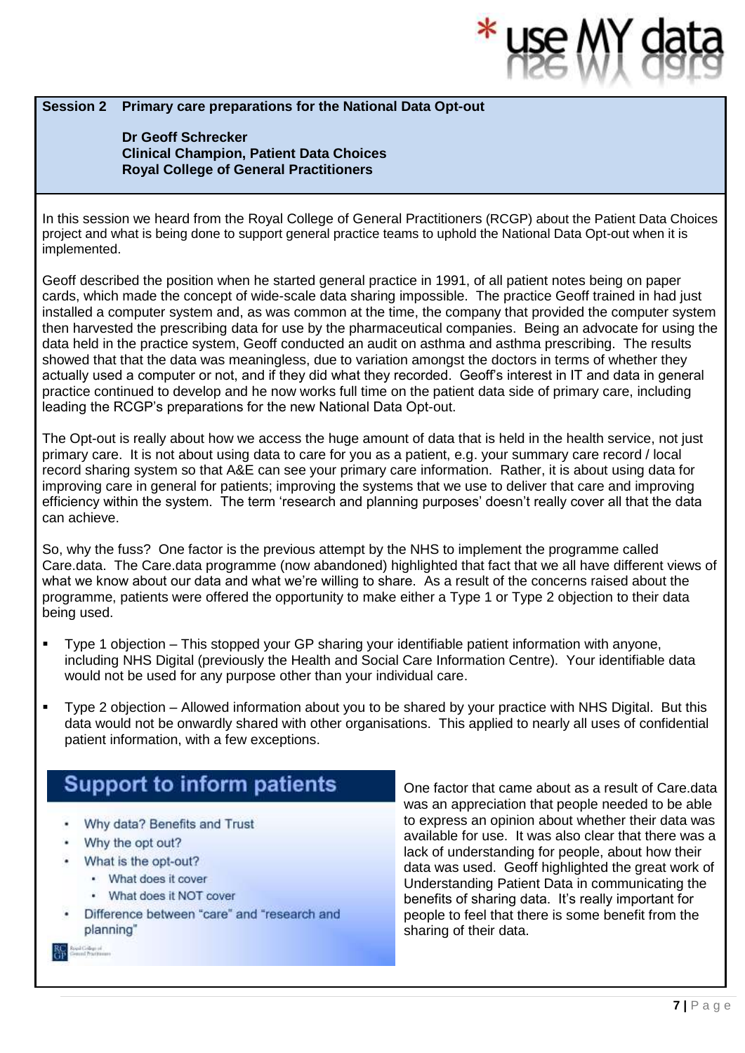**Session 2 Primary care preparations for the National Data Opt-out**

**Dr Geoff Schrecker**
**Clinical Champion, Patient Data Choices**
**Royal College of General Practitioners**

In this session we heard from the Royal College of General Practitioners (RCGP) about the Patient Data Choices project and what is being done to support general practice teams to uphold the National Data Opt-out when it is implemented.

Geoff described the position when he started general practice in 1991, of all patient notes being on paper cards, which made the concept of wide-scale data sharing impossible. The practice Geoff trained in had just installed a computer system and, as was common at the time, the company that provided the computer system then harvested the prescribing data for use by the pharmaceutical companies. Being an advocate for using the data held in the practice system, Geoff conducted an audit on asthma and asthma prescribing. The results showed that the data was meaningless, due to variation amongst the doctors in terms of whether they actually used a computer or not, and if they did what they recorded. Geoff's interest in IT and data in general practice continued to develop and he now works full time on the patient data side of primary care, including leading the RCGP's preparations for the new National Data Opt-out.

The Opt-out is really about how we access the huge amount of data that is held in the health service, not just primary care. It is not about using data to care for you as a patient, e.g. your summary care record / local record sharing system so that A&E can see your primary care information. Rather, it is about using data for improving care in general for patients; improving the systems that we use to deliver that care and improving efficiency within the system. The term 'research and planning purposes' doesn't really cover all that the data can achieve.

So, why the fuss? One factor is the previous attempt by the NHS to implement the programme called Care.data. The Care.data programme (now abandoned) highlighted that fact that we all have different views of what we know about our data and what we're willing to share. As a result of the concerns raised about the programme, patients were offered the opportunity to make either a Type 1 or Type 2 objection to their data being used.

- Type 1 objection – This stopped your GP sharing your identifiable patient information with anyone, including NHS Digital (previously the Health and Social Care Information Centre). Your identifiable data would not be used for any purpose other than your individual care.
- Type 2 objection – Allowed information about you to be shared by your practice with NHS Digital. But this data would not be onwardly shared with other organisations. This applied to nearly all uses of confidential patient information, with a few exceptions.

**Support to inform patients**

- Why data? Benefits and Trust
- Why the opt out?
- What is the opt-out?
  - What does it cover
  - What does it NOT cover
- Difference between "care" and "research and planning"

One factor that came about as a result of Care.data was an appreciation that people needed to be able to express an opinion about whether their data was available for use. It was also clear that there was a lack of understanding for people, about how their data was used. Geoff highlighted the great work of Understanding Patient Data in communicating the benefits of sharing data. It's really important for people to feel that there is some benefit from the sharing of their data.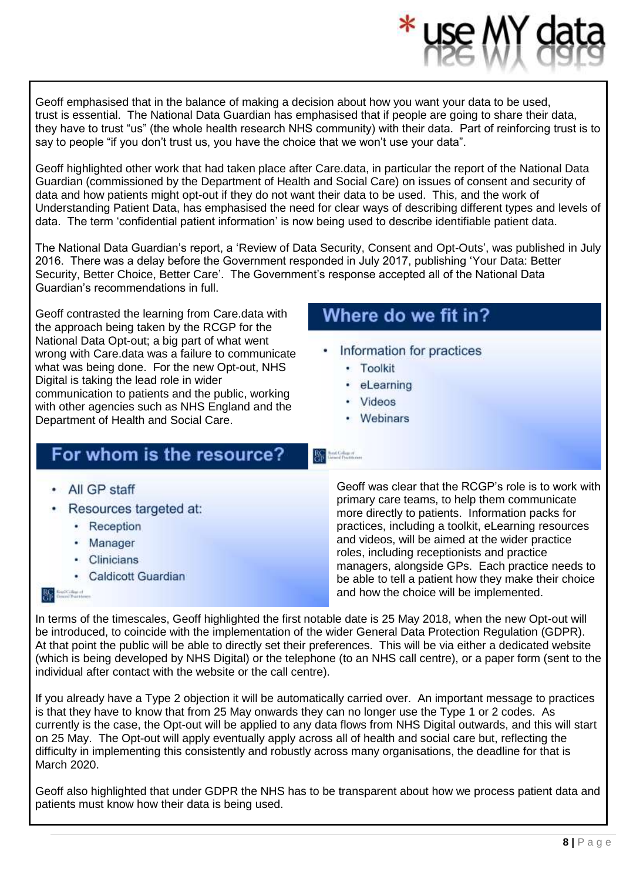Geoff emphasised that in the balance of making a decision about how you want your data to be used, trust is essential. The National Data Guardian has emphasised that if people are going to share their data, they have to trust "us" (the whole health research NHS community) with their data. Part of reinforcing trust is to say to people "if you don't trust us, you have the choice that we won't use your data".

Geoff highlighted other work that had taken place after Care.data, in particular the report of the National Data Guardian (commissioned by the Department of Health and Social Care) on issues of consent and security of data and how patients might opt-out if they do not want their data to be used. This, and the work of Understanding Patient Data, has emphasised the need for clear ways of describing different types and levels of data. The term 'confidential patient information' is now being used to describe identifiable patient data.

The National Data Guardian's report, a 'Review of Data Security, Consent and Opt-Outs', was published in July 2016. There was a delay before the Government responded in July 2017, publishing 'Your Data: Better Security, Better Choice, Better Care'. The Government's response accepted all of the National Data Guardian's recommendations in full.

Geoff contrasted the learning from Care.data with the approach being taken by the RCGP for the National Data Opt-out; a big part of what went wrong with Care.data was a failure to communicate what was being done. For the new Opt-out, NHS Digital is taking the lead role in wider communication to patients and the public, working with other agencies such as NHS England and the Department of Health and Social Care.

## Where do we fit in?

- Information for practices
  - Toolkit
  - eLearning
  - Videos
  - Webinars

## For whom is the resource?

- All GP staff
- Resources targeted at:
  - Reception
  - Manager
  - Clinicians
  - Caldicott Guardian

Geoff was clear that the RCGP's role is to work with primary care teams, to help them communicate more directly to patients. Information packs for practices, including a toolkit, eLearning resources and videos, will be aimed at the wider practice roles, including receptionists and practice managers, alongside GPs. Each practice needs to be able to tell a patient how they make their choice and how the choice will be implemented.

In terms of the timescales, Geoff highlighted the first notable date is 25 May 2018, when the new Opt-out will be introduced, to coincide with the implementation of the wider General Data Protection Regulation (GDPR). At that point the public will be able to directly set their preferences. This will be via either a dedicated website (which is being developed by NHS Digital) or the telephone (to an NHS call centre), or a paper form (sent to the individual after contact with the website or the call centre).

If you already have a Type 2 objection it will be automatically carried over. An important message to practices is that they have to know that from 25 May onwards they can no longer use the Type 1 or 2 codes. As currently is the case, the Opt-out will be applied to any data flows from NHS Digital outwards, and this will start on 25 May. The Opt-out will apply eventually apply across all of health and social care but, reflecting the difficulty in implementing this consistently and robustly across many organisations, the deadline for that is March 2020.

Geoff also highlighted that under GDPR the NHS has to be transparent about how we process patient data and patients must know how their data is being used.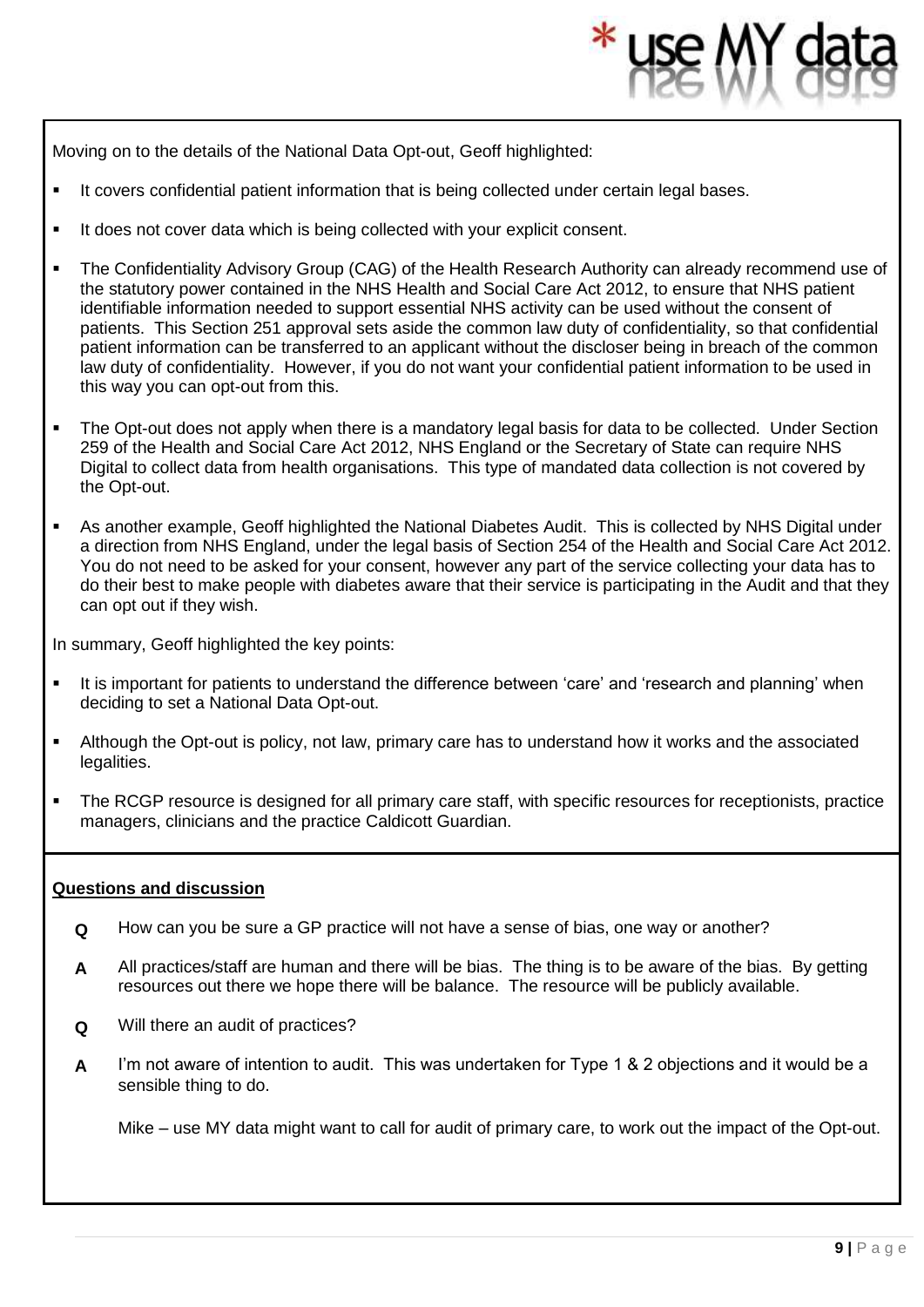Moving on to the details of the National Data Opt-out, Geoff highlighted:

- It covers confidential patient information that is being collected under certain legal bases.
- It does not cover data which is being collected with your explicit consent.
- The Confidentiality Advisory Group (CAG) of the Health Research Authority can already recommend use of the statutory power contained in the NHS Health and Social Care Act 2012, to ensure that NHS patient identifiable information needed to support essential NHS activity can be used without the consent of patients. This Section 251 approval sets aside the common law duty of confidentiality, so that confidential patient information can be transferred to an applicant without the discloser being in breach of the common law duty of confidentiality. However, if you do not want your confidential patient information to be used in this way you can opt-out from this.
- The Opt-out does not apply when there is a mandatory legal basis for data to be collected. Under Section 259 of the Health and Social Care Act 2012, NHS England or the Secretary of State can require NHS Digital to collect data from health organisations. This type of mandated data collection is not covered by the Opt-out.
- As another example, Geoff highlighted the National Diabetes Audit. This is collected by NHS Digital under a direction from NHS England, under the legal basis of Section 254 of the Health and Social Care Act 2012. You do not need to be asked for your consent, however any part of the service collecting your data has to do their best to make people with diabetes aware that their service is participating in the Audit and that they can opt out if they wish.

In summary, Geoff highlighted the key points:

- It is important for patients to understand the difference between 'care' and 'research and planning' when deciding to set a National Data Opt-out.
- Although the Opt-out is policy, not law, primary care has to understand how it works and the associated legalities.
- The RCGP resource is designed for all primary care staff, with specific resources for receptionists, practice managers, clinicians and the practice Caldicott Guardian.

**Questions and discussion**

**Q** How can you be sure a GP practice will not have a sense of bias, one way or another?

**A** All practices/staff are human and there will be bias. The thing is to be aware of the bias. By getting resources out there we hope there will be balance. The resource will be publicly available.

**Q** Will there an audit of practices?

**A** I'm not aware of intention to audit. This was undertaken for Type 1 & 2 objections and it would be a sensible thing to do.

Mike – use MY data might want to call for audit of primary care, to work out the impact of the Opt-out.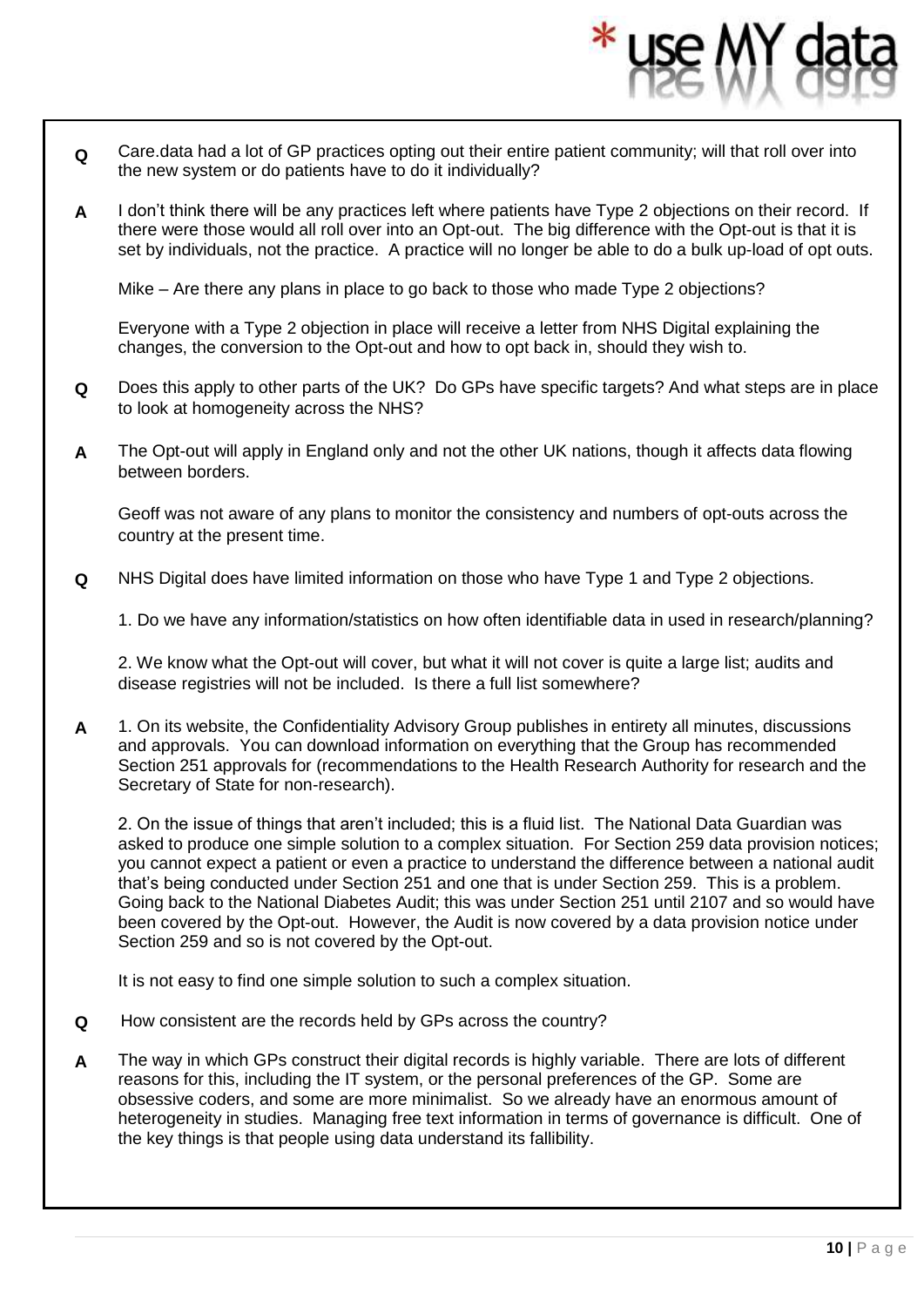**Q** Care.data had a lot of GP practices opting out their entire patient community; will that roll over into the new system or do patients have to do it individually?

**A** I don't think there will be any practices left where patients have Type 2 objections on their record. If there were those would all roll over into an Opt-out. The big difference with the Opt-out is that it is set by individuals, not the practice. A practice will no longer be able to do a bulk up-load of opt outs.

Mike – Are there any plans in place to go back to those who made Type 2 objections?

Everyone with a Type 2 objection in place will receive a letter from NHS Digital explaining the changes, the conversion to the Opt-out and how to opt back in, should they wish to.

**Q** Does this apply to other parts of the UK? Do GPs have specific targets? And what steps are in place to look at homogeneity across the NHS?

**A** The Opt-out will apply in England only and not the other UK nations, though it affects data flowing between borders.

Geoff was not aware of any plans to monitor the consistency and numbers of opt-outs across the country at the present time.

**Q** NHS Digital does have limited information on those who have Type 1 and Type 2 objections.

1. Do we have any information/statistics on how often identifiable data in used in research/planning?

2. We know what the Opt-out will cover, but what it will not cover is quite a large list; audits and disease registries will not be included. Is there a full list somewhere?

**A** 1. On its website, the Confidentiality Advisory Group publishes in entirety all minutes, discussions and approvals. You can download information on everything that the Group has recommended Section 251 approvals for (recommendations to the Health Research Authority for research and the Secretary of State for non-research).

2. On the issue of things that aren't included; this is a fluid list. The National Data Guardian was asked to produce one simple solution to a complex situation. For Section 259 data provision notices; you cannot expect a patient or even a practice to understand the difference between a national audit that's being conducted under Section 251 and one that is under Section 259. This is a problem. Going back to the National Diabetes Audit; this was under Section 251 until 2107 and so would have been covered by the Opt-out. However, the Audit is now covered by a data provision notice under Section 259 and so is not covered by the Opt-out.

It is not easy to find one simple solution to such a complex situation.

**Q** How consistent are the records held by GPs across the country?

**A** The way in which GPs construct their digital records is highly variable. There are lots of different reasons for this, including the IT system, or the personal preferences of the GP. Some are obsessive coders, and some are more minimalist. So we already have an enormous amount of heterogeneity in studies. Managing free text information in terms of governance is difficult. One of the key things is that people using data understand its fallibility.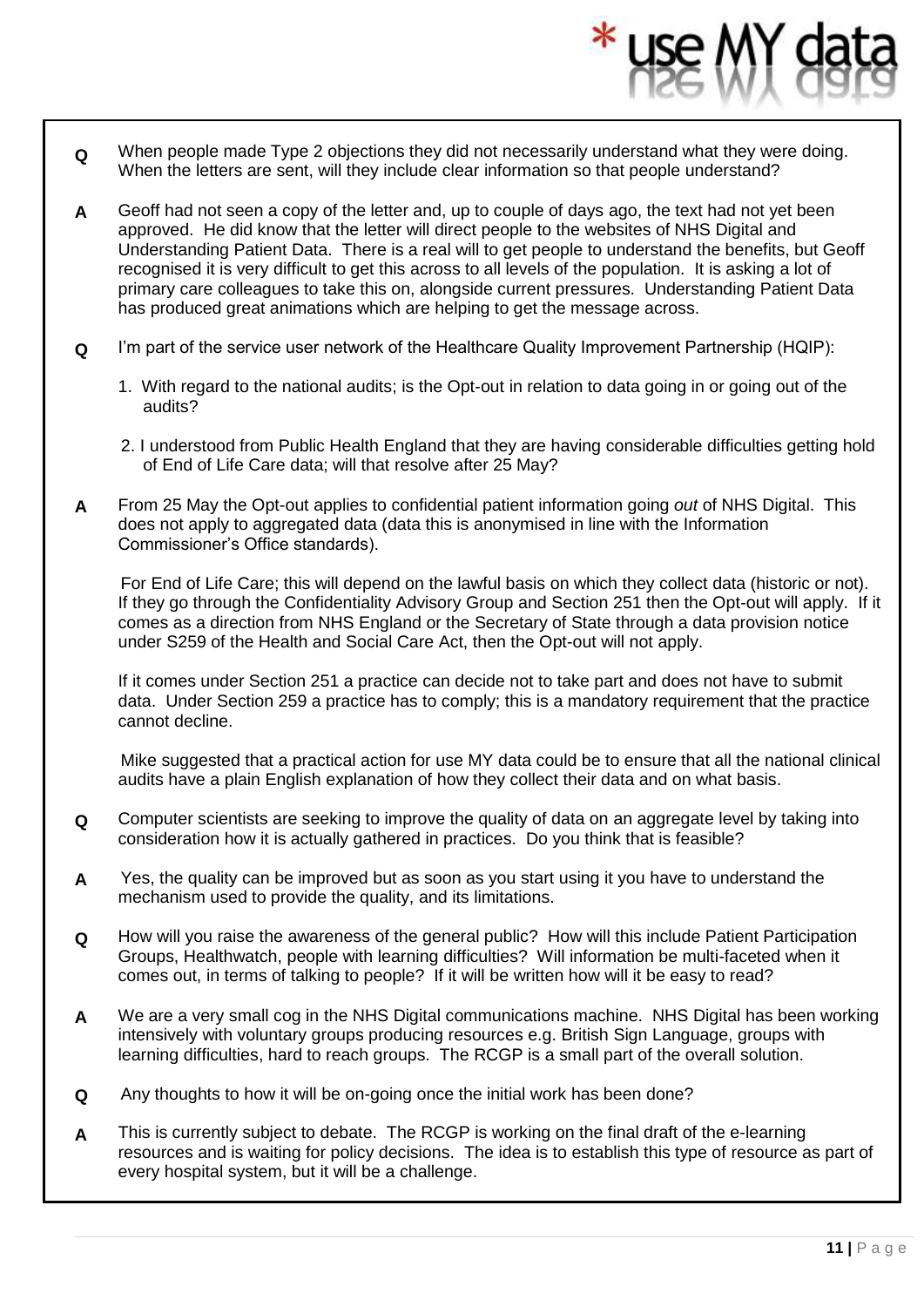**Q** When people made Type 2 objections they did not necessarily understand what they were doing. When the letters are sent, will they include clear information so that people understand?

**A** Geoff had not seen a copy of the letter and, up to couple of days ago, the text had not yet been approved. He did know that the letter will direct people to the websites of NHS Digital and Understanding Patient Data. There is a real will to get people to understand the benefits, but Geoff recognised it is very difficult to get this across to all levels of the population. It is asking a lot of primary care colleagues to take this on, alongside current pressures. Understanding Patient Data has produced great animations which are helping to get the message across.

**Q** I'm part of the service user network of the Healthcare Quality Improvement Partnership (HQIP):

1. With regard to the national audits; is the Opt-out in relation to data going in or going out of the audits?

2. I understood from Public Health England that they are having considerable difficulties getting hold of End of Life Care data; will that resolve after 25 May?

**A** From 25 May the Opt-out applies to confidential patient information going *out* of NHS Digital. This does not apply to aggregated data (data this is anonymised in line with the Information Commissioner's Office standards).

For End of Life Care; this will depend on the lawful basis on which they collect data (historic or not). If they go through the Confidentiality Advisory Group and Section 251 then the Opt-out will apply. If it comes as a direction from NHS England or the Secretary of State through a data provision notice under S259 of the Health and Social Care Act, then the Opt-out will not apply.

If it comes under Section 251 a practice can decide not to take part and does not have to submit data. Under Section 259 a practice has to comply; this is a mandatory requirement that the practice cannot decline.

Mike suggested that a practical action for use MY data could be to ensure that all the national clinical audits have a plain English explanation of how they collect their data and on what basis.

**Q** Computer scientists are seeking to improve the quality of data on an aggregate level by taking into consideration how it is actually gathered in practices. Do you think that is feasible?

**A** Yes, the quality can be improved but as soon as you start using it you have to understand the mechanism used to provide the quality, and its limitations.

**Q** How will you raise the awareness of the general public? How will this include Patient Participation Groups, Healthwatch, people with learning difficulties? Will information be multi-faceted when it comes out, in terms of talking to people? If it will be written how will it be easy to read?

**A** We are a very small cog in the NHS Digital communications machine. NHS Digital has been working intensively with voluntary groups producing resources e.g. British Sign Language, groups with learning difficulties, hard to reach groups. The RCGP is a small part of the overall solution.

**Q** Any thoughts to how it will be on-going once the initial work has been done?

**A** This is currently subject to debate. The RCGP is working on the final draft of the e-learning resources and is waiting for policy decisions. The idea is to establish this type of resource as part of every hospital system, but it will be a challenge.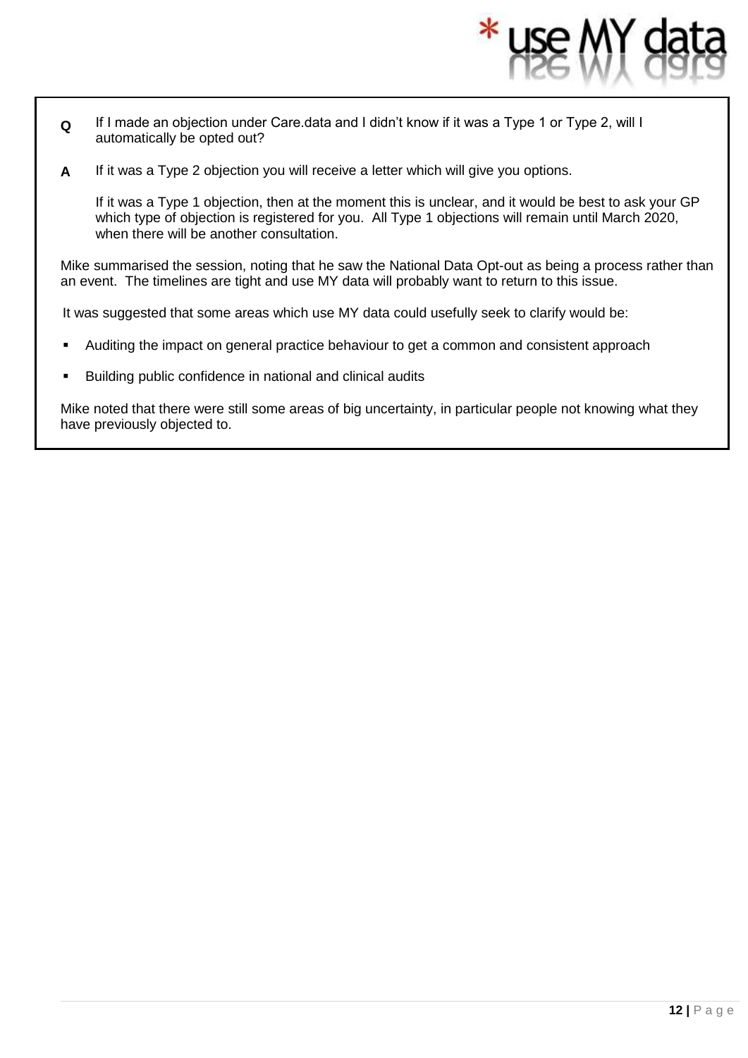**Q** If I made an objection under Care.data and I didn't know if it was a Type 1 or Type 2, will I automatically be opted out?

**A** If it was a Type 2 objection you will receive a letter which will give you options.

If it was a Type 1 objection, then at the moment this is unclear, and it would be best to ask your GP which type of objection is registered for you. All Type 1 objections will remain until March 2020, when there will be another consultation.

Mike summarised the session, noting that he saw the National Data Opt-out as being a process rather than an event. The timelines are tight and use MY data will probably want to return to this issue.

It was suggested that some areas which use MY data could usefully seek to clarify would be:

- Auditing the impact on general practice behaviour to get a common and consistent approach
- Building public confidence in national and clinical audits

Mike noted that there were still some areas of big uncertainty, in particular people not knowing what they have previously objected to.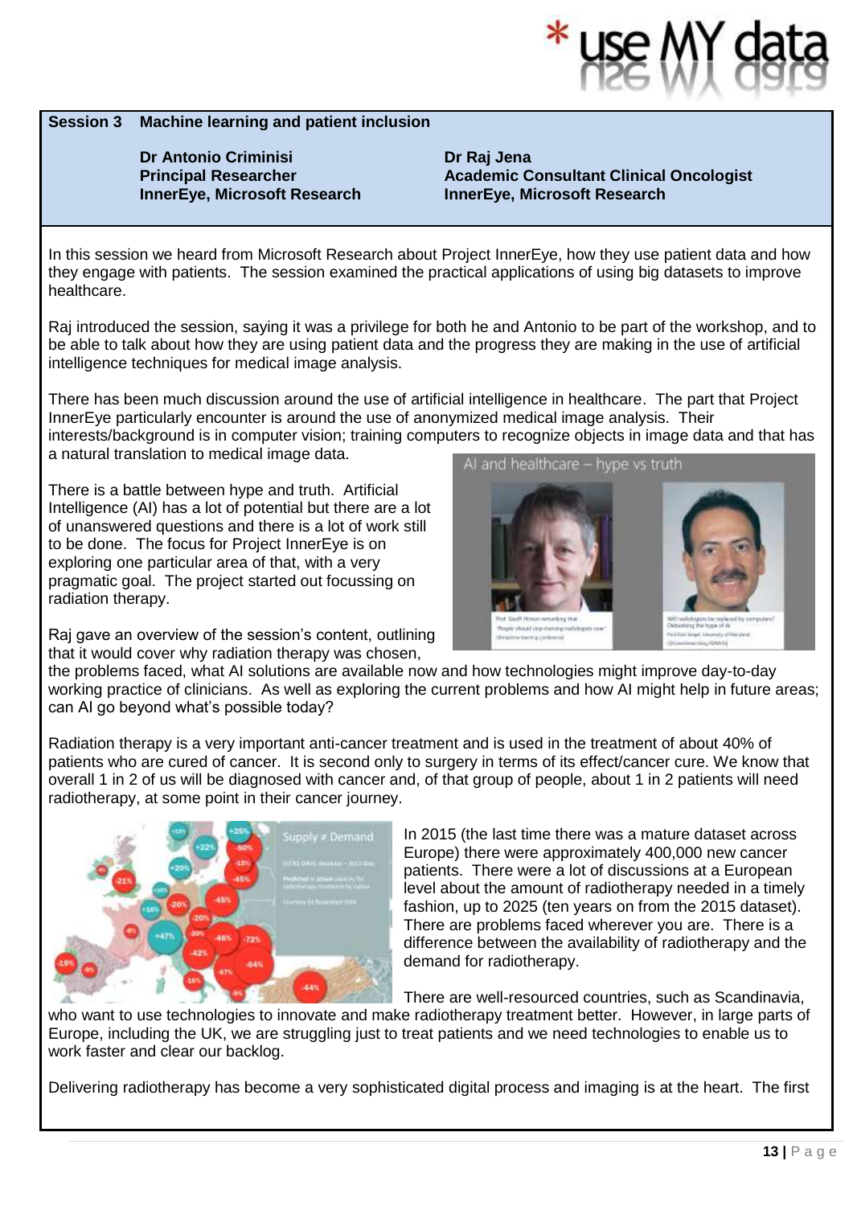**Session 3 Machine learning and patient inclusion**

**Dr Antonio Criminisi**
**Principal Researcher**
**InnerEye, Microsoft Research**

**Dr Raj Jena**
**Academic Consultant Clinical Oncologist**
**InnerEye, Microsoft Research**

In this session we heard from Microsoft Research about Project InnerEye, how they use patient data and how they engage with patients. The session examined the practical applications of using big datasets to improve healthcare.

Raj introduced the session, saying it was a privilege for both he and Antonio to be part of the workshop, and to be able to talk about how they are using patient data and the progress they are making in the use of artificial intelligence techniques for medical image analysis.

There has been much discussion around the use of artificial intelligence in healthcare. The part that Project InnerEye particularly encounter is around the use of anonymized medical image analysis. Their interests/background is in computer vision; training computers to recognize objects in image data and that has a natural translation to medical image data.

There is a battle between hype and truth. Artificial Intelligence (AI) has a lot of potential but there are a lot of unanswered questions and there is a lot of work still to be done. The focus for Project InnerEye is on exploring one particular area of that, with a very pragmatic goal. The project started out focussing on radiation therapy.

Raj gave an overview of the session's content, outlining that it would cover why radiation therapy was chosen, the problems faced, what AI solutions are available now and how technologies might improve day-to-day working practice of clinicians. As well as exploring the current problems and how AI might help in future areas; can AI go beyond what's possible today?

Radiation therapy is a very important anti-cancer treatment and is used in the treatment of about 40% of patients who are cured of cancer. It is second only to surgery in terms of its effect/cancer cure. We know that overall 1 in 2 of us will be diagnosed with cancer and, of that group of people, about 1 in 2 patients will need radiotherapy, at some point in their cancer journey.

In 2015 (the last time there was a mature dataset across Europe) there were approximately 400,000 new cancer patients. There were a lot of discussions at a European level about the amount of radiotherapy needed in a timely fashion, up to 2025 (ten years on from the 2015 dataset). There are problems faced wherever you are. There is a difference between the availability of radiotherapy and the demand for radiotherapy.

There are well-resourced countries, such as Scandinavia, who want to use technologies to innovate and make radiotherapy treatment better. However, in large parts of Europe, including the UK, we are struggling just to treat patients and we need technologies to enable us to work faster and clear our backlog.

Delivering radiotherapy has become a very sophisticated digital process and imaging is at the heart. The first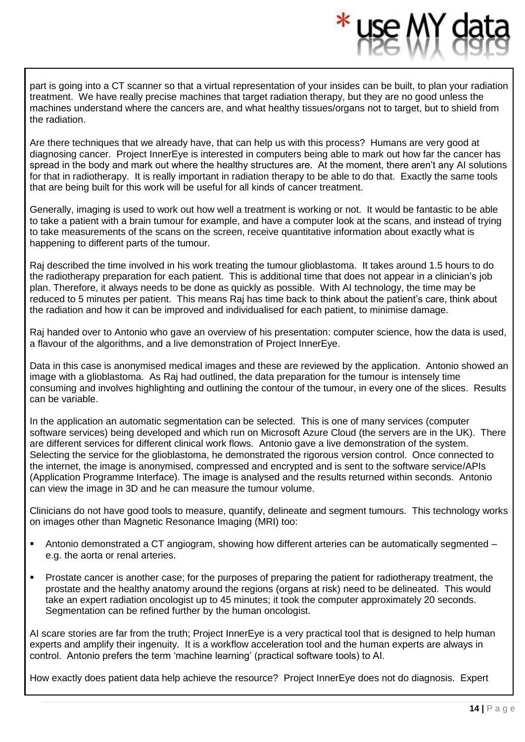part is going into a CT scanner so that a virtual representation of your insides can be built, to plan your radiation treatment. We have really precise machines that target radiation therapy, but they are no good unless the machines understand where the cancers are, and what healthy tissues/organs not to target, but to shield from the radiation.

Are there techniques that we already have, that can help us with this process? Humans are very good at diagnosing cancer. Project InnerEye is interested in computers being able to mark out how far the cancer has spread in the body and mark out where the healthy structures are. At the moment, there aren't any AI solutions for that in radiotherapy. It is really important in radiation therapy to be able to do that. Exactly the same tools that are being built for this work will be useful for all kinds of cancer treatment.

Generally, imaging is used to work out how well a treatment is working or not. It would be fantastic to be able to take a patient with a brain tumour for example, and have a computer look at the scans, and instead of trying to take measurements of the scans on the screen, receive quantitative information about exactly what is happening to different parts of the tumour.

Raj described the time involved in his work treating the tumour glioblastoma. It takes around 1.5 hours to do the radiotherapy preparation for each patient. This is additional time that does not appear in a clinician's job plan. Therefore, it always needs to be done as quickly as possible. With AI technology, the time may be reduced to 5 minutes per patient. This means Raj has time back to think about the patient's care, think about the radiation and how it can be improved and individualised for each patient, to minimise damage.

Raj handed over to Antonio who gave an overview of his presentation: computer science, how the data is used, a flavour of the algorithms, and a live demonstration of Project InnerEye.

Data in this case is anonymised medical images and these are reviewed by the application. Antonio showed an image with a glioblastoma. As Raj had outlined, the data preparation for the tumour is intensely time consuming and involves highlighting and outlining the contour of the tumour, in every one of the slices. Results can be variable.

In the application an automatic segmentation can be selected. This is one of many services (computer software services) being developed and which run on Microsoft Azure Cloud (the servers are in the UK). There are different services for different clinical work flows. Antonio gave a live demonstration of the system. Selecting the service for the glioblastoma, he demonstrated the rigorous version control. Once connected to the internet, the image is anonymised, compressed and encrypted and is sent to the software service/APIs (Application Programme Interface). The image is analysed and the results returned within seconds. Antonio can view the image in 3D and he can measure the tumour volume.

Clinicians do not have good tools to measure, quantify, delineate and segment tumours. This technology works on images other than Magnetic Resonance Imaging (MRI) too:

- Antonio demonstrated a CT angiogram, showing how different arteries can be automatically segmented – e.g. the aorta or renal arteries.
- Prostate cancer is another case; for the purposes of preparing the patient for radiotherapy treatment, the prostate and the healthy anatomy around the regions (organs at risk) need to be delineated. This would take an expert radiation oncologist up to 45 minutes; it took the computer approximately 20 seconds. Segmentation can be refined further by the human oncologist.

AI scare stories are far from the truth; Project InnerEye is a very practical tool that is designed to help human experts and amplify their ingenuity. It is a workflow acceleration tool and the human experts are always in control. Antonio prefers the term 'machine learning' (practical software tools) to AI.

How exactly does patient data help achieve the resource? Project InnerEye does not do diagnosis. Expert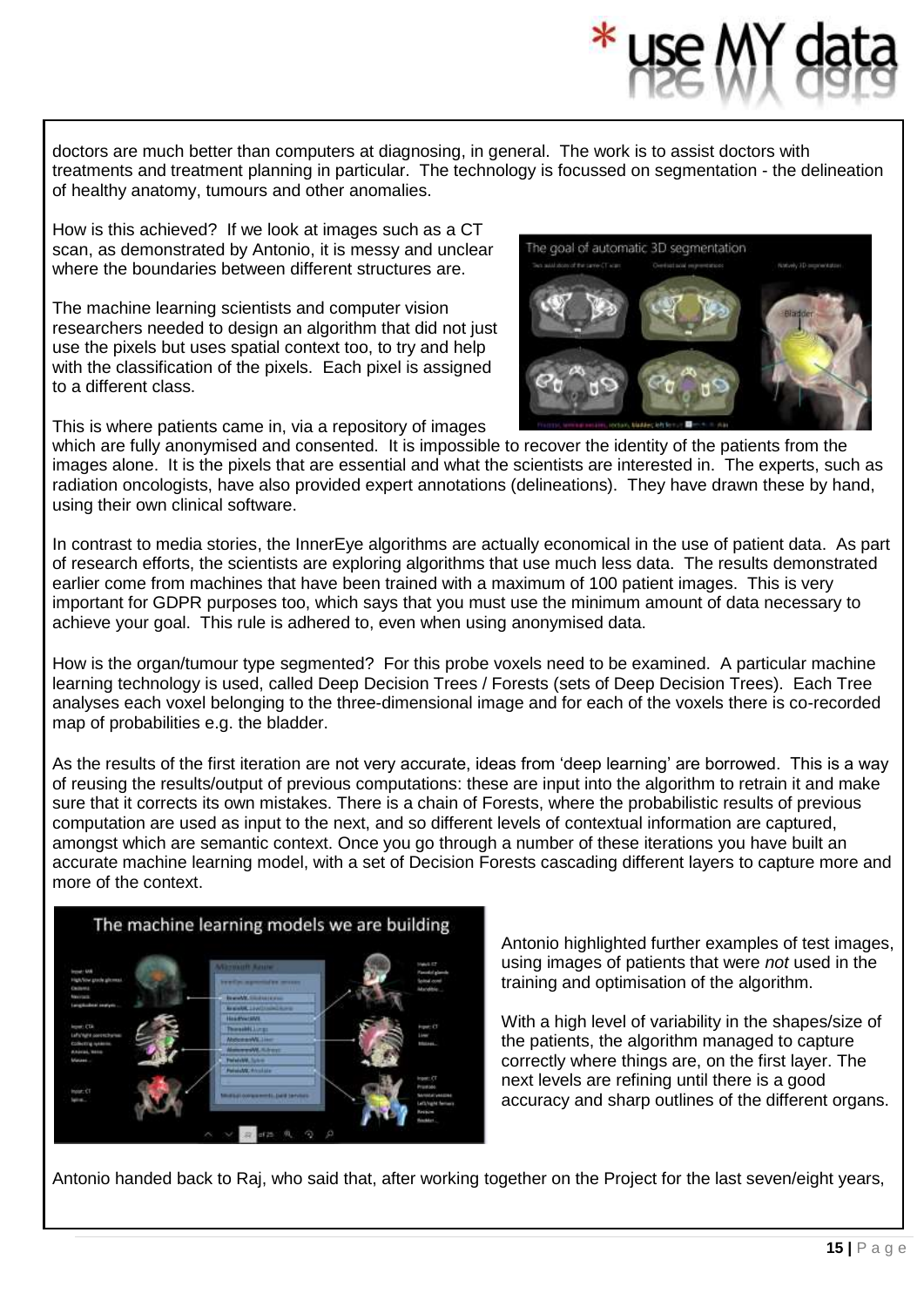doctors are much better than computers at diagnosing, in general. The work is to assist doctors with treatments and treatment planning in particular. The technology is focussed on segmentation - the delineation of healthy anatomy, tumours and other anomalies.

How is this achieved? If we look at images such as a CT scan, as demonstrated by Antonio, it is messy and unclear where the boundaries between different structures are.

The machine learning scientists and computer vision researchers needed to design an algorithm that did not just use the pixels but uses spatial context too, to try and help with the classification of the pixels. Each pixel is assigned to a different class.

This is where patients came in, via a repository of images which are fully anonymised and consented. It is impossible to recover the identity of the patients from the images alone. It is the pixels that are essential and what the scientists are interested in. The experts, such as radiation oncologists, have also provided expert annotations (delineations). They have drawn these by hand, using their own clinical software.

In contrast to media stories, the InnerEye algorithms are actually economical in the use of patient data. As part of research efforts, the scientists are exploring algorithms that use much less data. The results demonstrated earlier come from machines that have been trained with a maximum of 100 patient images. This is very important for GDPR purposes too, which says that you must use the minimum amount of data necessary to achieve your goal. This rule is adhered to, even when using anonymised data.

How is the organ/tumour type segmented? For this probe voxels need to be examined. A particular machine learning technology is used, called Deep Decision Trees / Forests (sets of Deep Decision Trees). Each Tree analyses each voxel belonging to the three-dimensional image and for each of the voxels there is co-recorded map of probabilities e.g. the bladder.

As the results of the first iteration are not very accurate, ideas from 'deep learning' are borrowed. This is a way of reusing the results/output of previous computations: these are input into the algorithm to retrain it and make sure that it corrects its own mistakes. There is a chain of Forests, where the probabilistic results of previous computation are used as input to the next, and so different levels of contextual information are captured, amongst which are semantic context. Once you go through a number of these iterations you have built an accurate machine learning model, with a set of Decision Forests cascading different layers to capture more and more of the context.

Antonio highlighted further examples of test images, using images of patients that were *not* used in the training and optimisation of the algorithm.

With a high level of variability in the shapes/size of the patients, the algorithm managed to capture correctly where things are, on the first layer. The next levels are refining until there is a good accuracy and sharp outlines of the different organs.

Antonio handed back to Raj, who said that, after working together on the Project for the last seven/eight years,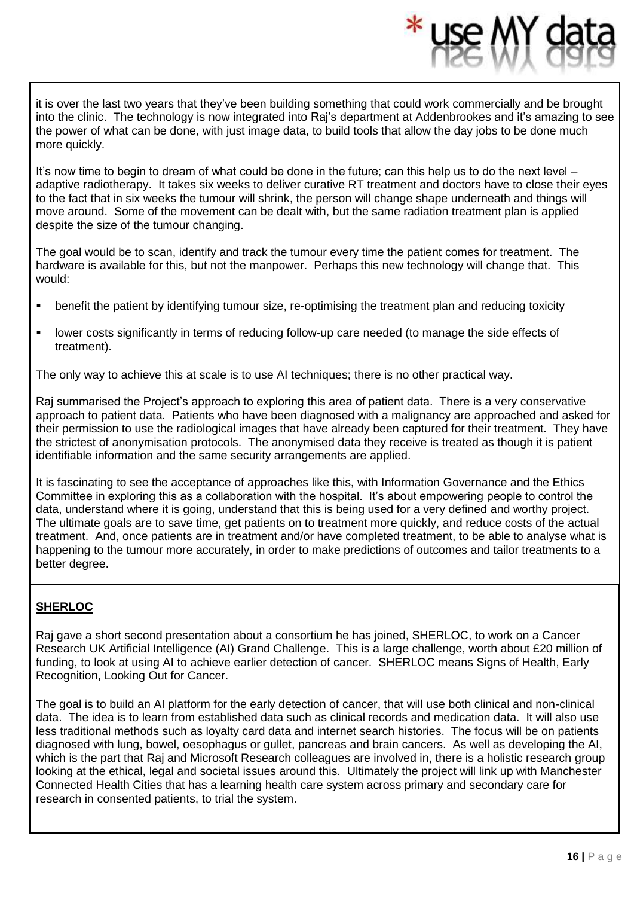it is over the last two years that they've been building something that could work commercially and be brought into the clinic. The technology is now integrated into Raj's department at Addenbrookes and it's amazing to see the power of what can be done, with just image data, to build tools that allow the day jobs to be done much more quickly.

It's now time to begin to dream of what could be done in the future; can this help us to do the next level – adaptive radiotherapy. It takes six weeks to deliver curative RT treatment and doctors have to close their eyes to the fact that in six weeks the tumour will shrink, the person will change shape underneath and things will move around. Some of the movement can be dealt with, but the same radiation treatment plan is applied despite the size of the tumour changing.

The goal would be to scan, identify and track the tumour every time the patient comes for treatment. The hardware is available for this, but not the manpower. Perhaps this new technology will change that. This would:

- benefit the patient by identifying tumour size, re-optimising the treatment plan and reducing toxicity
- lower costs significantly in terms of reducing follow-up care needed (to manage the side effects of treatment).

The only way to achieve this at scale is to use AI techniques; there is no other practical way.

Raj summarised the Project's approach to exploring this area of patient data. There is a very conservative approach to patient data. Patients who have been diagnosed with a malignancy are approached and asked for their permission to use the radiological images that have already been captured for their treatment. They have the strictest of anonymisation protocols. The anonymised data they receive is treated as though it is patient identifiable information and the same security arrangements are applied.

It is fascinating to see the acceptance of approaches like this, with Information Governance and the Ethics Committee in exploring this as a collaboration with the hospital. It's about empowering people to control the data, understand where it is going, understand that this is being used for a very defined and worthy project. The ultimate goals are to save time, get patients on to treatment more quickly, and reduce costs of the actual treatment. And, once patients are in treatment and/or have completed treatment, to be able to analyse what is happening to the tumour more accurately, in order to make predictions of outcomes and tailor treatments to a better degree.

**SHERLOC**

Raj gave a short second presentation about a consortium he has joined, SHERLOC, to work on a Cancer Research UK Artificial Intelligence (AI) Grand Challenge. This is a large challenge, worth about £20 million of funding, to look at using AI to achieve earlier detection of cancer. SHERLOC means Signs of Health, Early Recognition, Looking Out for Cancer.

The goal is to build an AI platform for the early detection of cancer, that will use both clinical and non-clinical data. The idea is to learn from established data such as clinical records and medication data. It will also use less traditional methods such as loyalty card data and internet search histories. The focus will be on patients diagnosed with lung, bowel, oesophagus or gullet, pancreas and brain cancers. As well as developing the AI, which is the part that Raj and Microsoft Research colleagues are involved in, there is a holistic research group looking at the ethical, legal and societal issues around this. Ultimately the project will link up with Manchester Connected Health Cities that has a learning health care system across primary and secondary care for research in consented patients, to trial the system.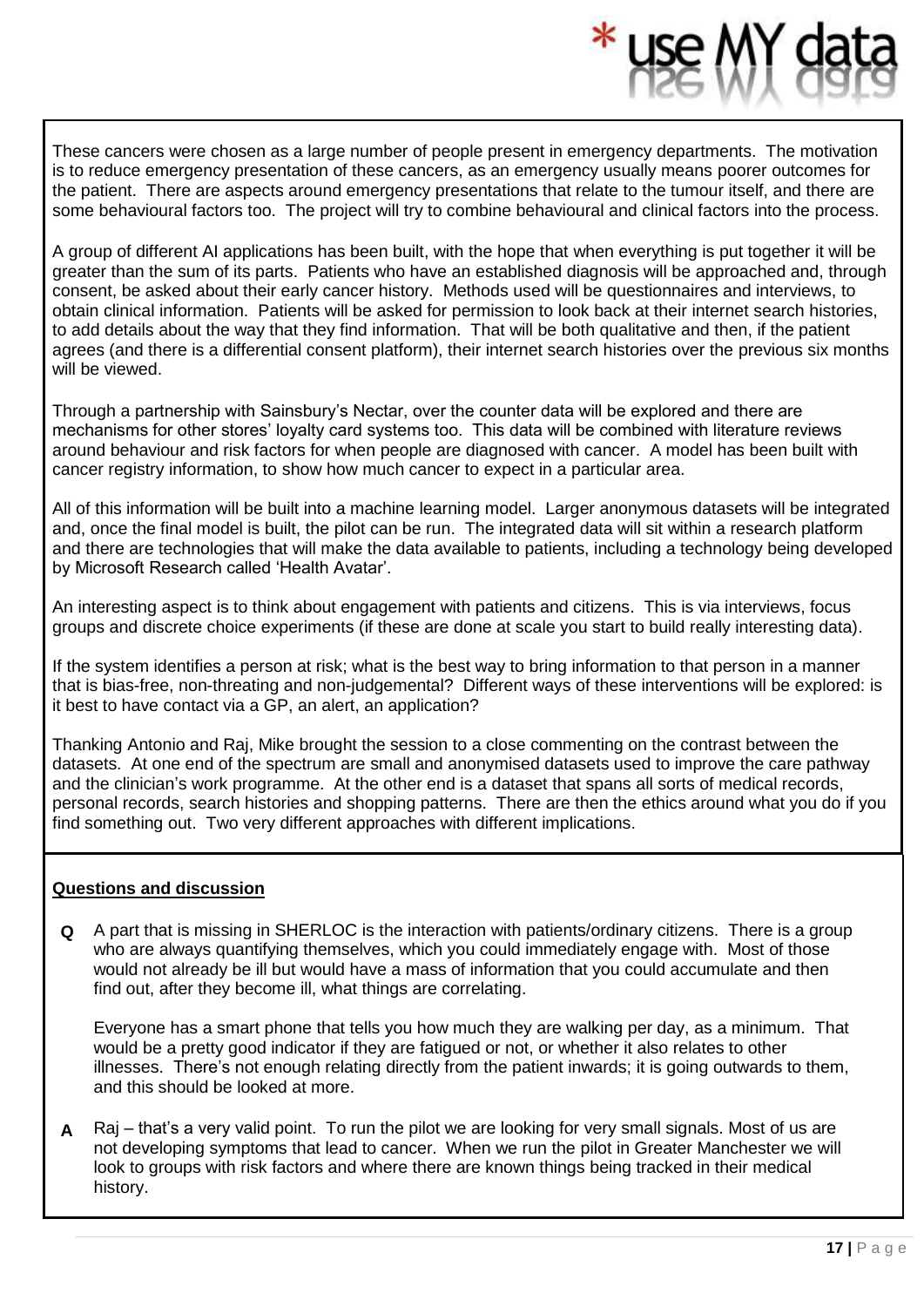These cancers were chosen as a large number of people present in emergency departments. The motivation is to reduce emergency presentation of these cancers, as an emergency usually means poorer outcomes for the patient. There are aspects around emergency presentations that relate to the tumour itself, and there are some behavioural factors too. The project will try to combine behavioural and clinical factors into the process.

A group of different AI applications has been built, with the hope that when everything is put together it will be greater than the sum of its parts. Patients who have an established diagnosis will be approached and, through consent, be asked about their early cancer history. Methods used will be questionnaires and interviews, to obtain clinical information. Patients will be asked for permission to look back at their internet search histories, to add details about the way that they find information. That will be both qualitative and then, if the patient agrees (and there is a differential consent platform), their internet search histories over the previous six months will be viewed.

Through a partnership with Sainsbury's Nectar, over the counter data will be explored and there are mechanisms for other stores' loyalty card systems too. This data will be combined with literature reviews around behaviour and risk factors for when people are diagnosed with cancer. A model has been built with cancer registry information, to show how much cancer to expect in a particular area.

All of this information will be built into a machine learning model. Larger anonymous datasets will be integrated and, once the final model is built, the pilot can be run. The integrated data will sit within a research platform and there are technologies that will make the data available to patients, including a technology being developed by Microsoft Research called 'Health Avatar'.

An interesting aspect is to think about engagement with patients and citizens. This is via interviews, focus groups and discrete choice experiments (if these are done at scale you start to build really interesting data).

If the system identifies a person at risk; what is the best way to bring information to that person in a manner that is bias-free, non-threating and non-judgemental? Different ways of these interventions will be explored: is it best to have contact via a GP, an alert, an application?

Thanking Antonio and Raj, Mike brought the session to a close commenting on the contrast between the datasets. At one end of the spectrum are small and anonymised datasets used to improve the care pathway and the clinician's work programme. At the other end is a dataset that spans all sorts of medical records, personal records, search histories and shopping patterns. There are then the ethics around what you do if you find something out. Two very different approaches with different implications.

**Questions and discussion**

**Q** A part that is missing in SHERLOC is the interaction with patients/ordinary citizens. There is a group who are always quantifying themselves, which you could immediately engage with. Most of those would not already be ill but would have a mass of information that you could accumulate and then find out, after they become ill, what things are correlating.

Everyone has a smart phone that tells you how much they are walking per day, as a minimum. That would be a pretty good indicator if they are fatigued or not, or whether it also relates to other illnesses. There's not enough relating directly from the patient inwards; it is going outwards to them, and this should be looked at more.

**A** Raj – that's a very valid point. To run the pilot we are looking for very small signals. Most of us are not developing symptoms that lead to cancer. When we run the pilot in Greater Manchester we will look to groups with risk factors and where there are known things being tracked in their medical history.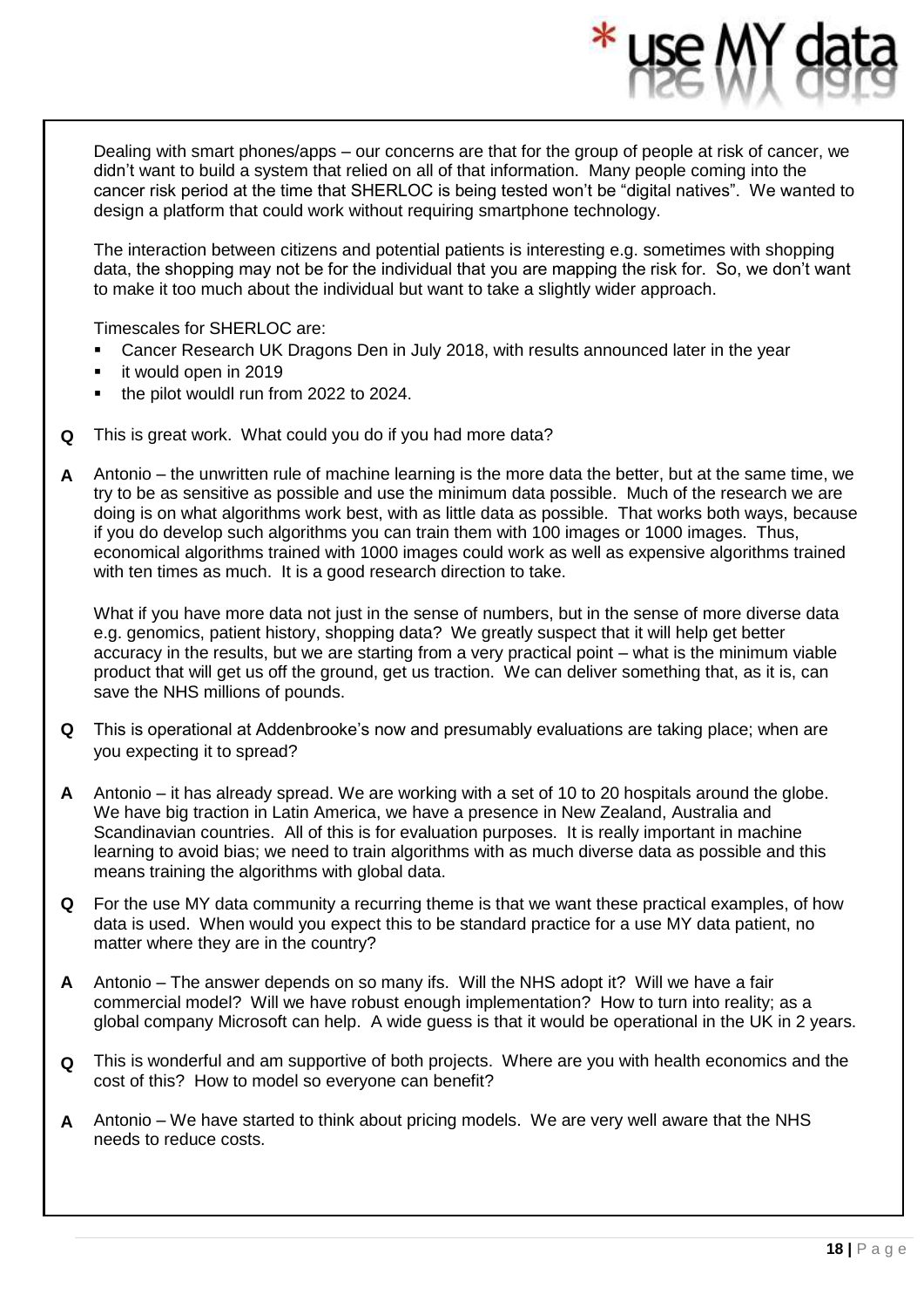Dealing with smart phones/apps – our concerns are that for the group of people at risk of cancer, we didn't want to build a system that relied on all of that information. Many people coming into the cancer risk period at the time that SHERLOC is being tested won't be "digital natives". We wanted to design a platform that could work without requiring smartphone technology.

The interaction between citizens and potential patients is interesting e.g. sometimes with shopping data, the shopping may not be for the individual that you are mapping the risk for. So, we don't want to make it too much about the individual but want to take a slightly wider approach.

Timescales for SHERLOC are:

- Cancer Research UK Dragons Den in July 2018, with results announced later in the year
- it would open in 2019
- the pilot wouldl run from 2022 to 2024.

**Q** This is great work. What could you do if you had more data?

**A** Antonio – the unwritten rule of machine learning is the more data the better, but at the same time, we try to be as sensitive as possible and use the minimum data possible. Much of the research we are doing is on what algorithms work best, with as little data as possible. That works both ways, because if you do develop such algorithms you can train them with 100 images or 1000 images. Thus, economical algorithms trained with 1000 images could work as well as expensive algorithms trained with ten times as much. It is a good research direction to take.

What if you have more data not just in the sense of numbers, but in the sense of more diverse data e.g. genomics, patient history, shopping data? We greatly suspect that it will help get better accuracy in the results, but we are starting from a very practical point – what is the minimum viable product that will get us off the ground, get us traction. We can deliver something that, as it is, can save the NHS millions of pounds.

**Q** This is operational at Addenbrooke's now and presumably evaluations are taking place; when are you expecting it to spread?

**A** Antonio – it has already spread. We are working with a set of 10 to 20 hospitals around the globe. We have big traction in Latin America, we have a presence in New Zealand, Australia and Scandinavian countries. All of this is for evaluation purposes. It is really important in machine learning to avoid bias; we need to train algorithms with as much diverse data as possible and this means training the algorithms with global data.

**Q** For the use MY data community a recurring theme is that we want these practical examples, of how data is used. When would you expect this to be standard practice for a use MY data patient, no matter where they are in the country?

**A** Antonio – The answer depends on so many ifs. Will the NHS adopt it? Will we have a fair commercial model? Will we have robust enough implementation? How to turn into reality; as a global company Microsoft can help. A wide guess is that it would be operational in the UK in 2 years.

**Q** This is wonderful and am supportive of both projects. Where are you with health economics and the cost of this? How to model so everyone can benefit?

**A** Antonio – We have started to think about pricing models. We are very well aware that the NHS needs to reduce costs.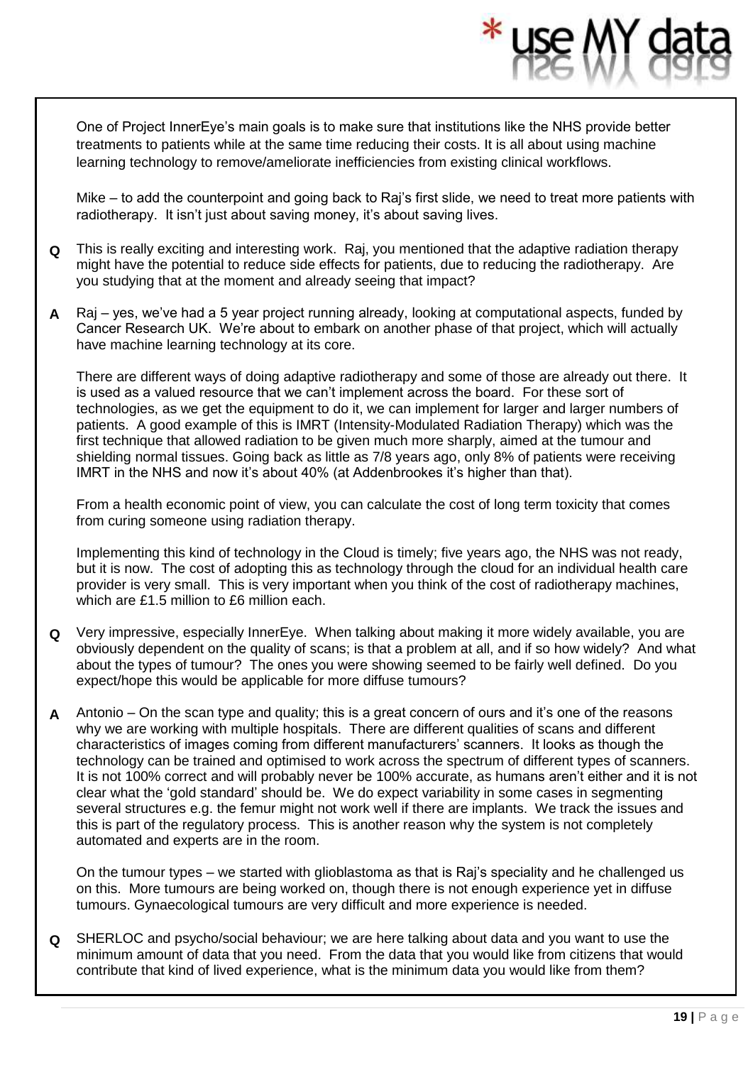One of Project InnerEye's main goals is to make sure that institutions like the NHS provide better treatments to patients while at the same time reducing their costs. It is all about using machine learning technology to remove/ameliorate inefficiencies from existing clinical workflows.

Mike – to add the counterpoint and going back to Raj's first slide, we need to treat more patients with radiotherapy. It isn't just about saving money, it's about saving lives.

**Q** This is really exciting and interesting work. Raj, you mentioned that the adaptive radiation therapy might have the potential to reduce side effects for patients, due to reducing the radiotherapy. Are you studying that at the moment and already seeing that impact?

**A** Raj – yes, we've had a 5 year project running already, looking at computational aspects, funded by Cancer Research UK. We're about to embark on another phase of that project, which will actually have machine learning technology at its core.

There are different ways of doing adaptive radiotherapy and some of those are already out there. It is used as a valued resource that we can't implement across the board. For these sort of technologies, as we get the equipment to do it, we can implement for larger and larger numbers of patients. A good example of this is IMRT (Intensity-Modulated Radiation Therapy) which was the first technique that allowed radiation to be given much more sharply, aimed at the tumour and shielding normal tissues. Going back as little as 7/8 years ago, only 8% of patients were receiving IMRT in the NHS and now it's about 40% (at Addenbrookes it's higher than that).

From a health economic point of view, you can calculate the cost of long term toxicity that comes from curing someone using radiation therapy.

Implementing this kind of technology in the Cloud is timely; five years ago, the NHS was not ready, but it is now. The cost of adopting this as technology through the cloud for an individual health care provider is very small. This is very important when you think of the cost of radiotherapy machines, which are £1.5 million to £6 million each.

**Q** Very impressive, especially InnerEye. When talking about making it more widely available, you are obviously dependent on the quality of scans; is that a problem at all, and if so how widely? And what about the types of tumour? The ones you were showing seemed to be fairly well defined. Do you expect/hope this would be applicable for more diffuse tumours?

**A** Antonio – On the scan type and quality; this is a great concern of ours and it's one of the reasons why we are working with multiple hospitals. There are different qualities of scans and different characteristics of images coming from different manufacturers' scanners. It looks as though the technology can be trained and optimised to work across the spectrum of different types of scanners. It is not 100% correct and will probably never be 100% accurate, as humans aren't either and it is not clear what the 'gold standard' should be. We do expect variability in some cases in segmenting several structures e.g. the femur might not work well if there are implants. We track the issues and this is part of the regulatory process. This is another reason why the system is not completely automated and experts are in the room.

On the tumour types – we started with glioblastoma as that is Raj's speciality and he challenged us on this. More tumours are being worked on, though there is not enough experience yet in diffuse tumours. Gynaecological tumours are very difficult and more experience is needed.

**Q** SHERLOC and psycho/social behaviour; we are here talking about data and you want to use the minimum amount of data that you need. From the data that you would like from citizens that would contribute that kind of lived experience, what is the minimum data you would like from them?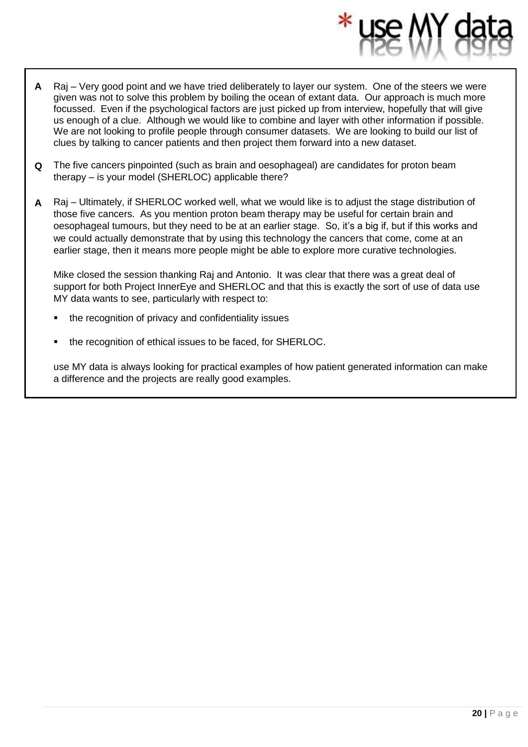**A** Raj – Very good point and we have tried deliberately to layer our system. One of the steers we were given was not to solve this problem by boiling the ocean of extant data. Our approach is much more focussed. Even if the psychological factors are just picked up from interview, hopefully that will give us enough of a clue. Although we would like to combine and layer with other information if possible. We are not looking to profile people through consumer datasets. We are looking to build our list of clues by talking to cancer patients and then project them forward into a new dataset.

**Q** The five cancers pinpointed (such as brain and oesophageal) are candidates for proton beam therapy – is your model (SHERLOC) applicable there?

**A** Raj – Ultimately, if SHERLOC worked well, what we would like is to adjust the stage distribution of those five cancers. As you mention proton beam therapy may be useful for certain brain and oesophageal tumours, but they need to be at an earlier stage. So, it's a big if, but if this works and we could actually demonstrate that by using this technology the cancers that come, come at an earlier stage, then it means more people might be able to explore more curative technologies.

Mike closed the session thanking Raj and Antonio. It was clear that there was a great deal of support for both Project InnerEye and SHERLOC and that this is exactly the sort of use of data use MY data wants to see, particularly with respect to:

- the recognition of privacy and confidentiality issues
- the recognition of ethical issues to be faced, for SHERLOC.

use MY data is always looking for practical examples of how patient generated information can make a difference and the projects are really good examples.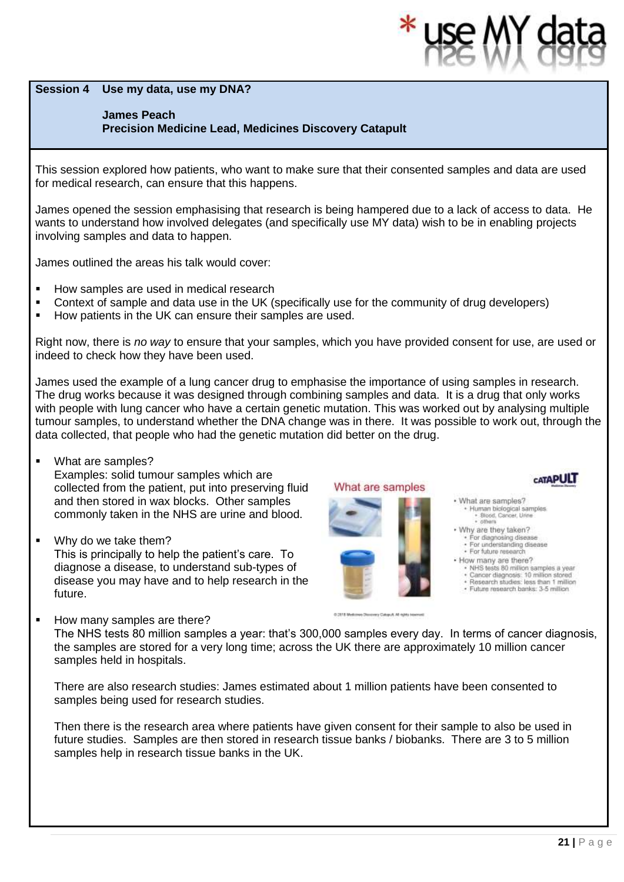**Session 4 Use my data, use my DNA?**

**James Peach**
**Precision Medicine Lead, Medicines Discovery Catapult**

This session explored how patients, who want to make sure that their consented samples and data are used for medical research, can ensure that this happens.

James opened the session emphasising that research is being hampered due to a lack of access to data. He wants to understand how involved delegates (and specifically use MY data) wish to be in enabling projects involving samples and data to happen.

James outlined the areas his talk would cover:

- How samples are used in medical research
- Context of sample and data use in the UK (specifically use for the community of drug developers)
- How patients in the UK can ensure their samples are used.

Right now, there is *no way* to ensure that your samples, which you have provided consent for use, are used or indeed to check how they have been used.

James used the example of a lung cancer drug to emphasise the importance of using samples in research. The drug works because it was designed through combining samples and data. It is a drug that only works with people with lung cancer who have a certain genetic mutation. This was worked out by analysing multiple tumour samples, to understand whether the DNA change was in there. It was possible to work out, through the data collected, that people who had the genetic mutation did better on the drug.

- What are samples?
  Examples: solid tumour samples which are collected from the patient, put into preserving fluid and then stored in wax blocks. Other samples commonly taken in the NHS are urine and blood.
- Why do we take them?
  This is principally to help the patient's care. To diagnose a disease, to understand sub-types of disease you may have and to help research in the future.
- How many samples are there?
  The NHS tests 80 million samples a year: that's 300,000 samples every day. In terms of cancer diagnosis, the samples are stored for a very long time; across the UK there are approximately 10 million cancer samples held in hospitals.

  There are also research studies: James estimated about 1 million patients have been consented to samples being used for research studies.

  Then there is the research area where patients have given consent for their sample to also be used in future studies. Samples are then stored in research tissue banks / biobanks. There are 3 to 5 million samples help in research tissue banks in the UK.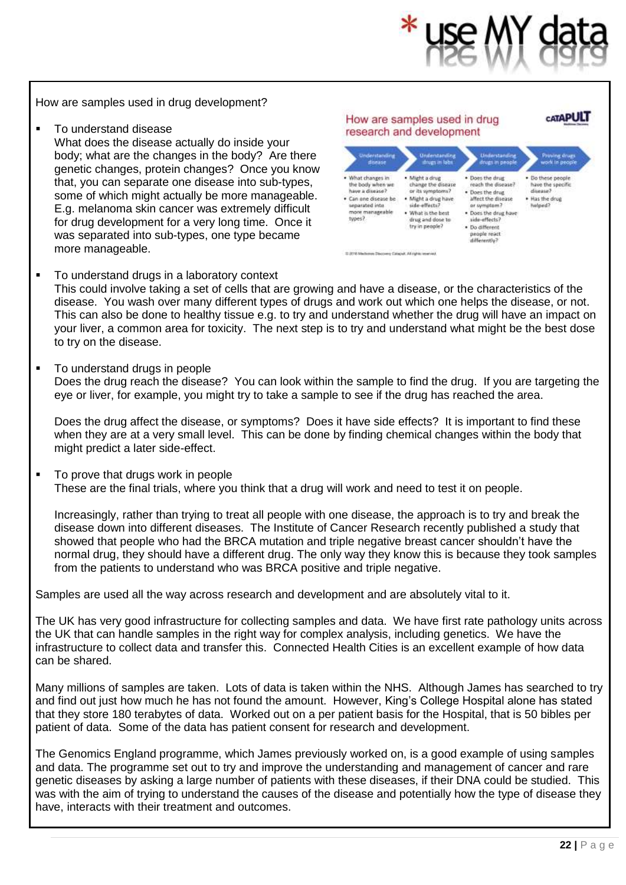How are samples used in drug development?

- To understand disease
  What does the disease actually do inside your body; what are the changes in the body? Are there genetic changes, protein changes? Once you know that, you can separate one disease into sub-types, some of which might actually be more manageable. E.g. melanoma skin cancer was extremely difficult for drug development for a very long time. Once it was separated into sub-types, one type became more manageable.

How are samples used in drug research and development

| Understanding disease | Understanding drugs in labs | Understanding drugs in people | Proving drugs work in people |
|---|---|---|---|
| • What changes in the body when we have a disease? • Can one disease be separated into more manageable types? | • Might a drug change the disease or its symptoms? • Might a drug have side-effects? • What is the best drug and dose to try in people? | • Does the drug reach the disease? • Does the drug affect the disease or symptom? • Does the drug have side-effects? • Do different people react differently? | • Do these people have the specific disease? • Has the drug helped? |

- To understand drugs in a laboratory context
  This could involve taking a set of cells that are growing and have a disease, or the characteristics of the disease. You wash over many different types of drugs and work out which one helps the disease, or not. This can also be done to healthy tissue e.g. to try and understand whether the drug will have an impact on your liver, a common area for toxicity. The next step is to try and understand what might be the best dose to try on the disease.

- To understand drugs in people
  Does the drug reach the disease? You can look within the sample to find the drug. If you are targeting the eye or liver, for example, you might try to take a sample to see if the drug has reached the area.

  Does the drug affect the disease, or symptoms? Does it have side effects? It is important to find these when they are at a very small level. This can be done by finding chemical changes within the body that might predict a later side-effect.

- To prove that drugs work in people
  These are the final trials, where you think that a drug will work and need to test it on people.

  Increasingly, rather than trying to treat all people with one disease, the approach is to try and break the disease down into different diseases. The Institute of Cancer Research recently published a study that showed that people who had the BRCA mutation and triple negative breast cancer shouldn't have the normal drug, they should have a different drug. The only way they know this is because they took samples from the patients to understand who was BRCA positive and triple negative.

Samples are used all the way across research and development and are absolutely vital to it.

The UK has very good infrastructure for collecting samples and data. We have first rate pathology units across the UK that can handle samples in the right way for complex analysis, including genetics. We have the infrastructure to collect data and transfer this. Connected Health Cities is an excellent example of how data can be shared.

Many millions of samples are taken. Lots of data is taken within the NHS. Although James has searched to try and find out just how much he has not found the amount. However, King's College Hospital alone has stated that they store 180 terabytes of data. Worked out on a per patient basis for the Hospital, that is 50 bibles per patient of data. Some of the data has patient consent for research and development.

The Genomics England programme, which James previously worked on, is a good example of using samples and data. The programme set out to try and improve the understanding and management of cancer and rare genetic diseases by asking a large number of patients with these diseases, if their DNA could be studied. This was with the aim of trying to understand the causes of the disease and potentially how the type of disease they have, interacts with their treatment and outcomes.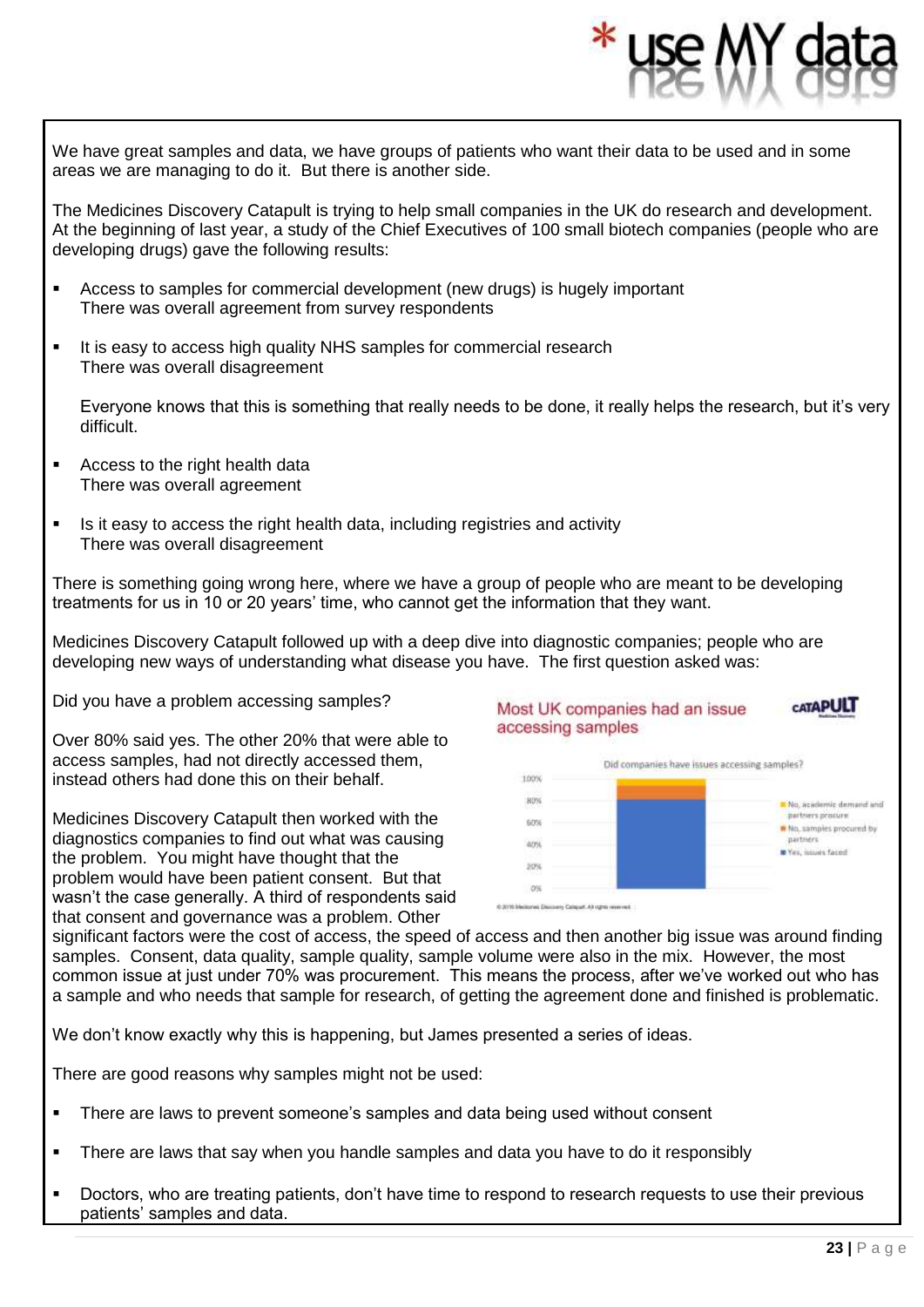We have great samples and data, we have groups of patients who want their data to be used and in some areas we are managing to do it. But there is another side.

The Medicines Discovery Catapult is trying to help small companies in the UK do research and development. At the beginning of last year, a study of the Chief Executives of 100 small biotech companies (people who are developing drugs) gave the following results:

- Access to samples for commercial development (new drugs) is hugely important
  There was overall agreement from survey respondents
- It is easy to access high quality NHS samples for commercial research
  There was overall disagreement

  Everyone knows that this is something that really needs to be done, it really helps the research, but it's very difficult.
- Access to the right health data
  There was overall agreement
- Is it easy to access the right health data, including registries and activity
  There was overall disagreement

There is something going wrong here, where we have a group of people who are meant to be developing treatments for us in 10 or 20 years' time, who cannot get the information that they want.

Medicines Discovery Catapult followed up with a deep dive into diagnostic companies; people who are developing new ways of understanding what disease you have. The first question asked was:

Did you have a problem accessing samples?

Over 80% said yes. The other 20% that were able to access samples, had not directly accessed them, instead others had done this on their behalf.

Medicines Discovery Catapult then worked with the diagnostics companies to find out what was causing the problem. You might have thought that the problem would have been patient consent. But that wasn't the case generally. A third of respondents said that consent and governance was a problem. Other significant factors were the cost of access, the speed of access and then another big issue was around finding samples. Consent, data quality, sample quality, sample volume were also in the mix. However, the most common issue at just under 70% was procurement. This means the process, after we've worked out who has a sample and who needs that sample for research, of getting the agreement done and finished is problematic.

We don't know exactly why this is happening, but James presented a series of ideas.

There are good reasons why samples might not be used:

- There are laws to prevent someone's samples and data being used without consent
- There are laws that say when you handle samples and data you have to do it responsibly
- Doctors, who are treating patients, don't have time to respond to research requests to use their previous patients' samples and data.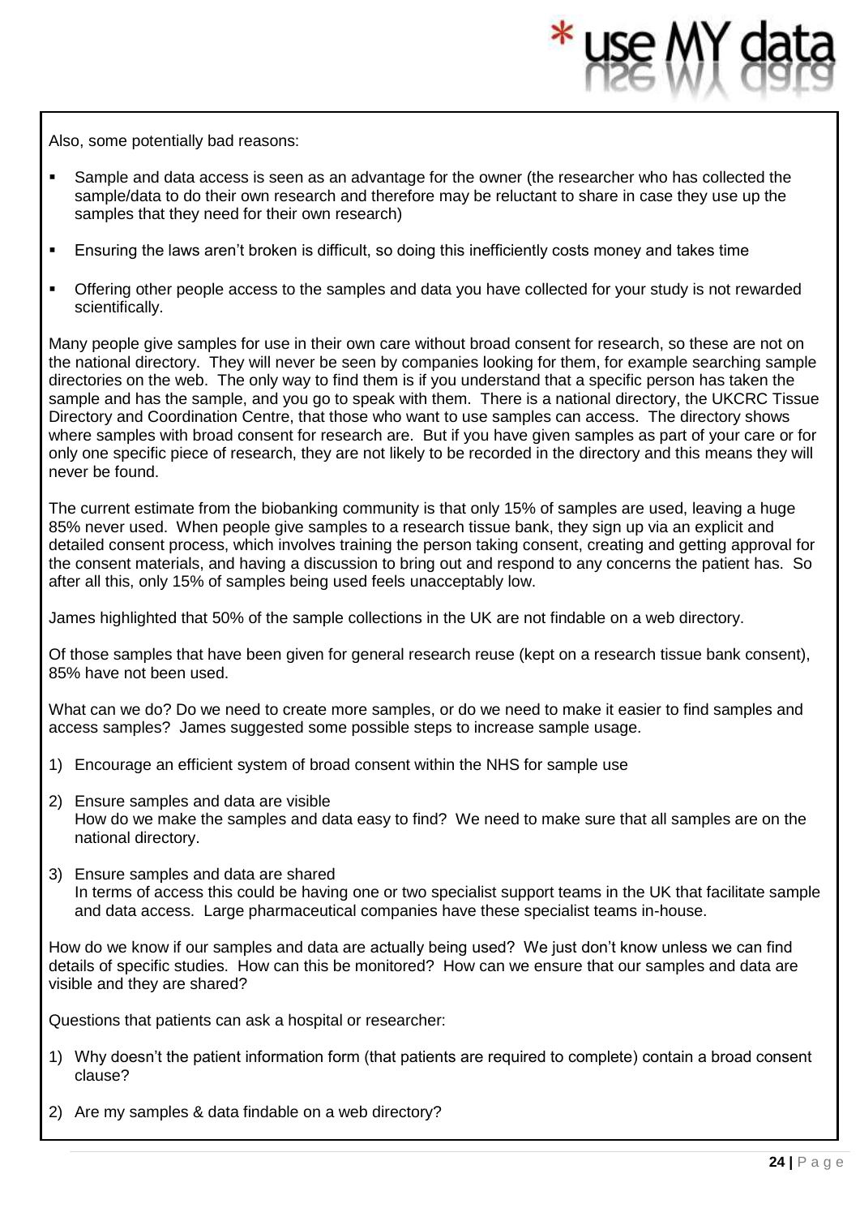Also, some potentially bad reasons:

- Sample and data access is seen as an advantage for the owner (the researcher who has collected the sample/data to do their own research and therefore may be reluctant to share in case they use up the samples that they need for their own research)
- Ensuring the laws aren't broken is difficult, so doing this inefficiently costs money and takes time
- Offering other people access to the samples and data you have collected for your study is not rewarded scientifically.

Many people give samples for use in their own care without broad consent for research, so these are not on the national directory. They will never be seen by companies looking for them, for example searching sample directories on the web. The only way to find them is if you understand that a specific person has taken the sample and has the sample, and you go to speak with them. There is a national directory, the UKCRC Tissue Directory and Coordination Centre, that those who want to use samples can access. The directory shows where samples with broad consent for research are. But if you have given samples as part of your care or for only one specific piece of research, they are not likely to be recorded in the directory and this means they will never be found.

The current estimate from the biobanking community is that only 15% of samples are used, leaving a huge 85% never used. When people give samples to a research tissue bank, they sign up via an explicit and detailed consent process, which involves training the person taking consent, creating and getting approval for the consent materials, and having a discussion to bring out and respond to any concerns the patient has. So after all this, only 15% of samples being used feels unacceptably low.

James highlighted that 50% of the sample collections in the UK are not findable on a web directory.

Of those samples that have been given for general research reuse (kept on a research tissue bank consent), 85% have not been used.

What can we do? Do we need to create more samples, or do we need to make it easier to find samples and access samples? James suggested some possible steps to increase sample usage.

1) Encourage an efficient system of broad consent within the NHS for sample use
2) Ensure samples and data are visible
   How do we make the samples and data easy to find? We need to make sure that all samples are on the national directory.
3) Ensure samples and data are shared
   In terms of access this could be having one or two specialist support teams in the UK that facilitate sample and data access. Large pharmaceutical companies have these specialist teams in-house.

How do we know if our samples and data are actually being used? We just don't know unless we can find details of specific studies. How can this be monitored? How can we ensure that our samples and data are visible and they are shared?

Questions that patients can ask a hospital or researcher:

1) Why doesn't the patient information form (that patients are required to complete) contain a broad consent clause?
2) Are my samples & data findable on a web directory?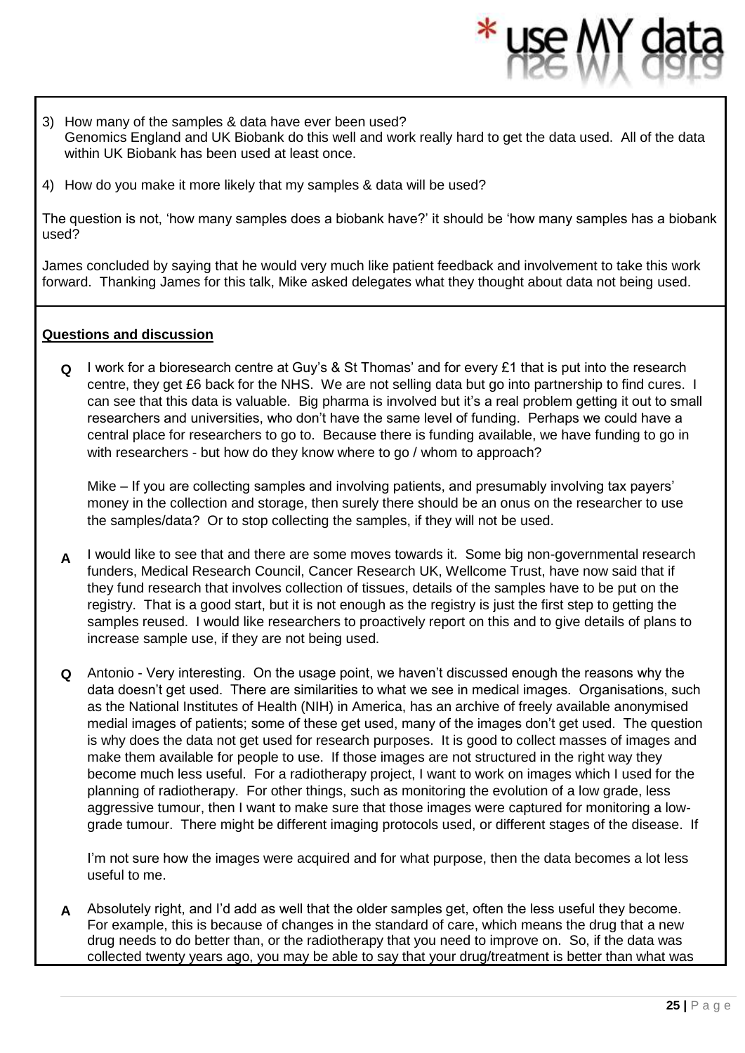3) How many of the samples & data have ever been used?
   Genomics England and UK Biobank do this well and work really hard to get the data used. All of the data within UK Biobank has been used at least once.

4) How do you make it more likely that my samples & data will be used?

The question is not, 'how many samples does a biobank have?' it should be 'how many samples has a biobank used?

James concluded by saying that he would very much like patient feedback and involvement to take this work forward. Thanking James for this talk, Mike asked delegates what they thought about data not being used.

**Questions and discussion**

**Q** I work for a bioresearch centre at Guy's & St Thomas' and for every £1 that is put into the research centre, they get £6 back for the NHS. We are not selling data but go into partnership to find cures. I can see that this data is valuable. Big pharma is involved but it's a real problem getting it out to small researchers and universities, who don't have the same level of funding. Perhaps we could have a central place for researchers to go to. Because there is funding available, we have funding to go in with researchers - but how do they know where to go / whom to approach?

Mike – If you are collecting samples and involving patients, and presumably involving tax payers' money in the collection and storage, then surely there should be an onus on the researcher to use the samples/data? Or to stop collecting the samples, if they will not be used.

**A** I would like to see that and there are some moves towards it. Some big non-governmental research funders, Medical Research Council, Cancer Research UK, Wellcome Trust, have now said that if they fund research that involves collection of tissues, details of the samples have to be put on the registry. That is a good start, but it is not enough as the registry is just the first step to getting the samples reused. I would like researchers to proactively report on this and to give details of plans to increase sample use, if they are not being used.

**Q** Antonio - Very interesting. On the usage point, we haven't discussed enough the reasons why the data doesn't get used. There are similarities to what we see in medical images. Organisations, such as the National Institutes of Health (NIH) in America, has an archive of freely available anonymised medial images of patients; some of these get used, many of the images don't get used. The question is why does the data not get used for research purposes. It is good to collect masses of images and make them available for people to use. If those images are not structured in the right way they become much less useful. For a radiotherapy project, I want to work on images which I used for the planning of radiotherapy. For other things, such as monitoring the evolution of a low grade, less aggressive tumour, then I want to make sure that those images were captured for monitoring a low-grade tumour. There might be different imaging protocols used, or different stages of the disease. If I'm not sure how the images were acquired and for what purpose, then the data becomes a lot less useful to me.

**A** Absolutely right, and I'd add as well that the older samples get, often the less useful they become. For example, this is because of changes in the standard of care, which means the drug that a new drug needs to do better than, or the radiotherapy that you need to improve on. So, if the data was collected twenty years ago, you may be able to say that your drug/treatment is better than what was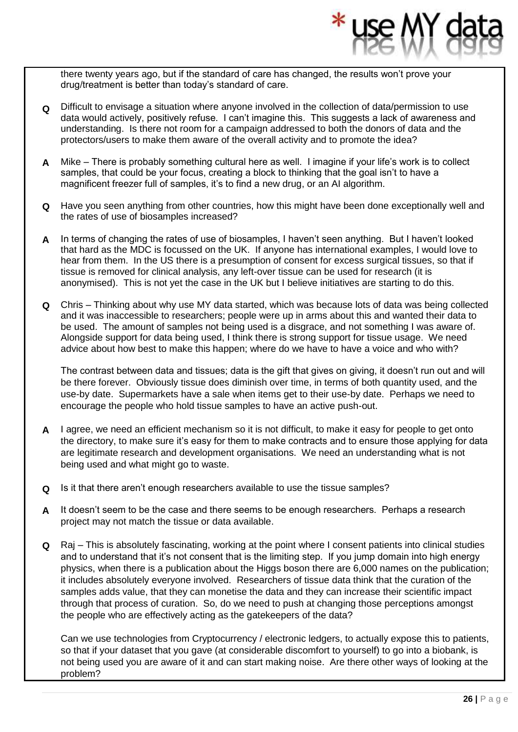there twenty years ago, but if the standard of care has changed, the results won't prove your drug/treatment is better than today's standard of care.

**Q** Difficult to envisage a situation where anyone involved in the collection of data/permission to use data would actively, positively refuse. I can't imagine this. This suggests a lack of awareness and understanding. Is there not room for a campaign addressed to both the donors of data and the protectors/users to make them aware of the overall activity and to promote the idea?

**A** Mike – There is probably something cultural here as well. I imagine if your life's work is to collect samples, that could be your focus, creating a block to thinking that the goal isn't to have a magnificent freezer full of samples, it's to find a new drug, or an AI algorithm.

**Q** Have you seen anything from other countries, how this might have been done exceptionally well and the rates of use of biosamples increased?

**A** In terms of changing the rates of use of biosamples, I haven't seen anything. But I haven't looked that hard as the MDC is focussed on the UK. If anyone has international examples, I would love to hear from them. In the US there is a presumption of consent for excess surgical tissues, so that if tissue is removed for clinical analysis, any left-over tissue can be used for research (it is anonymised). This is not yet the case in the UK but I believe initiatives are starting to do this.

**Q** Chris – Thinking about why use MY data started, which was because lots of data was being collected and it was inaccessible to researchers; people were up in arms about this and wanted their data to be used. The amount of samples not being used is a disgrace, and not something I was aware of. Alongside support for data being used, I think there is strong support for tissue usage. We need advice about how best to make this happen; where do we have to have a voice and who with?

The contrast between data and tissues; data is the gift that gives on giving, it doesn't run out and will be there forever. Obviously tissue does diminish over time, in terms of both quantity used, and the use-by date. Supermarkets have a sale when items get to their use-by date. Perhaps we need to encourage the people who hold tissue samples to have an active push-out.

**A** I agree, we need an efficient mechanism so it is not difficult, to make it easy for people to get onto the directory, to make sure it's easy for them to make contracts and to ensure those applying for data are legitimate research and development organisations. We need an understanding what is not being used and what might go to waste.

**Q** Is it that there aren't enough researchers available to use the tissue samples?

**A** It doesn't seem to be the case and there seems to be enough researchers. Perhaps a research project may not match the tissue or data available.

**Q** Raj – This is absolutely fascinating, working at the point where I consent patients into clinical studies and to understand that it's not consent that is the limiting step. If you jump domain into high energy physics, when there is a publication about the Higgs boson there are 6,000 names on the publication; it includes absolutely everyone involved. Researchers of tissue data think that the curation of the samples adds value, that they can monetise the data and they can increase their scientific impact through that process of curation. So, do we need to push at changing those perceptions amongst the people who are effectively acting as the gatekeepers of the data?

Can we use technologies from Cryptocurrency / electronic ledgers, to actually expose this to patients, so that if your dataset that you gave (at considerable discomfort to yourself) to go into a biobank, is not being used you are aware of it and can start making noise. Are there other ways of looking at the problem?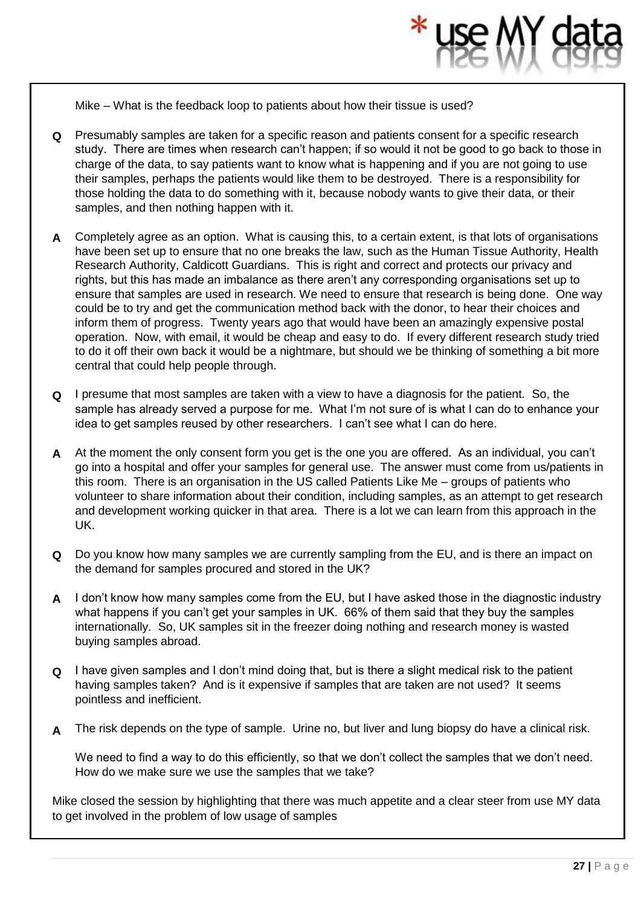Mike – What is the feedback loop to patients about how their tissue is used?

**Q** Presumably samples are taken for a specific reason and patients consent for a specific research study. There are times when research can't happen; if so would it not be good to go back to those in charge of the data, to say patients want to know what is happening and if you are not going to use their samples, perhaps the patients would like them to be destroyed. There is a responsibility for those holding the data to do something with it, because nobody wants to give their data, or their samples, and then nothing happen with it.

**A** Completely agree as an option. What is causing this, to a certain extent, is that lots of organisations have been set up to ensure that no one breaks the law, such as the Human Tissue Authority, Health Research Authority, Caldicott Guardians. This is right and correct and protects our privacy and rights, but this has made an imbalance as there aren't any corresponding organisations set up to ensure that samples are used in research. We need to ensure that research is being done. One way could be to try and get the communication method back with the donor, to hear their choices and inform them of progress. Twenty years ago that would have been an amazingly expensive postal operation. Now, with email, it would be cheap and easy to do. If every different research study tried to do it off their own back it would be a nightmare, but should we be thinking of something a bit more central that could help people through.

**Q** I presume that most samples are taken with a view to have a diagnosis for the patient. So, the sample has already served a purpose for me. What I'm not sure of is what I can do to enhance your idea to get samples reused by other researchers. I can't see what I can do here.

**A** At the moment the only consent form you get is the one you are offered. As an individual, you can't go into a hospital and offer your samples for general use. The answer must come from us/patients in this room. There is an organisation in the US called Patients Like Me – groups of patients who volunteer to share information about their condition, including samples, as an attempt to get research and development working quicker in that area. There is a lot we can learn from this approach in the UK.

**Q** Do you know how many samples we are currently sampling from the EU, and is there an impact on the demand for samples procured and stored in the UK?

**A** I don't know how many samples come from the EU, but I have asked those in the diagnostic industry what happens if you can't get your samples in UK. 66% of them said that they buy the samples internationally. So, UK samples sit in the freezer doing nothing and research money is wasted buying samples abroad.

**Q** I have given samples and I don't mind doing that, but is there a slight medical risk to the patient having samples taken? And is it expensive if samples that are taken are not used? It seems pointless and inefficient.

**A** The risk depends on the type of sample. Urine no, but liver and lung biopsy do have a clinical risk.

We need to find a way to do this efficiently, so that we don't collect the samples that we don't need. How do we make sure we use the samples that we take?

Mike closed the session by highlighting that there was much appetite and a clear steer from use MY data to get involved in the problem of low usage of samples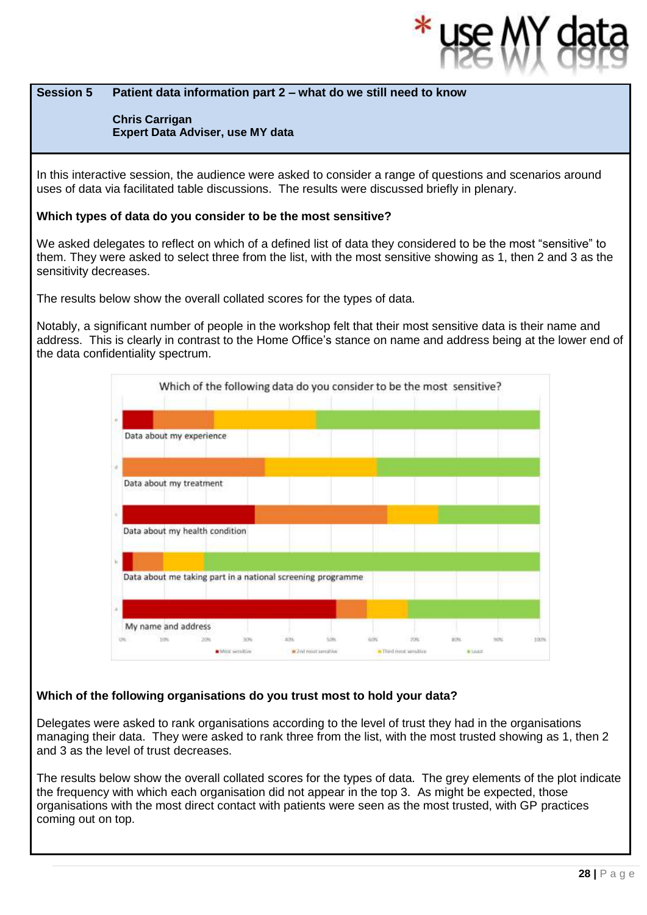**Session 5 Patient data information part 2 – what do we still need to know**

**Chris Carrigan**
**Expert Data Adviser, use MY data**

In this interactive session, the audience were asked to consider a range of questions and scenarios around uses of data via facilitated table discussions. The results were discussed briefly in plenary.

**Which types of data do you consider to be the most sensitive?**

We asked delegates to reflect on which of a defined list of data they considered to be the most "sensitive" to them. They were asked to select three from the list, with the most sensitive showing as 1, then 2 and 3 as the sensitivity decreases.

The results below show the overall collated scores for the types of data.

Notably, a significant number of people in the workshop felt that their most sensitive data is their name and address. This is clearly in contrast to the Home Office's stance on name and address being at the lower end of the data confidentiality spectrum.

Which of the following data do you consider to be the most sensitive?

- Data about my experience
- Data about my treatment
- Data about my health condition
- Data about me taking part in a national screening programme
- My name and address

0% 10% 20% 30% 40% 50% 60% 70% 80% 90% 100%

Most sensitive | 2nd most sensitive | Third most sensitive | Least

**Which of the following organisations do you trust most to hold your data?**

Delegates were asked to rank organisations according to the level of trust they had in the organisations managing their data. They were asked to rank three from the list, with the most trusted showing as 1, then 2 and 3 as the level of trust decreases.

The results below show the overall collated scores for the types of data. The grey elements of the plot indicate the frequency with which each organisation did not appear in the top 3. As might be expected, those organisations with the most direct contact with patients were seen as the most trusted, with GP practices coming out on top.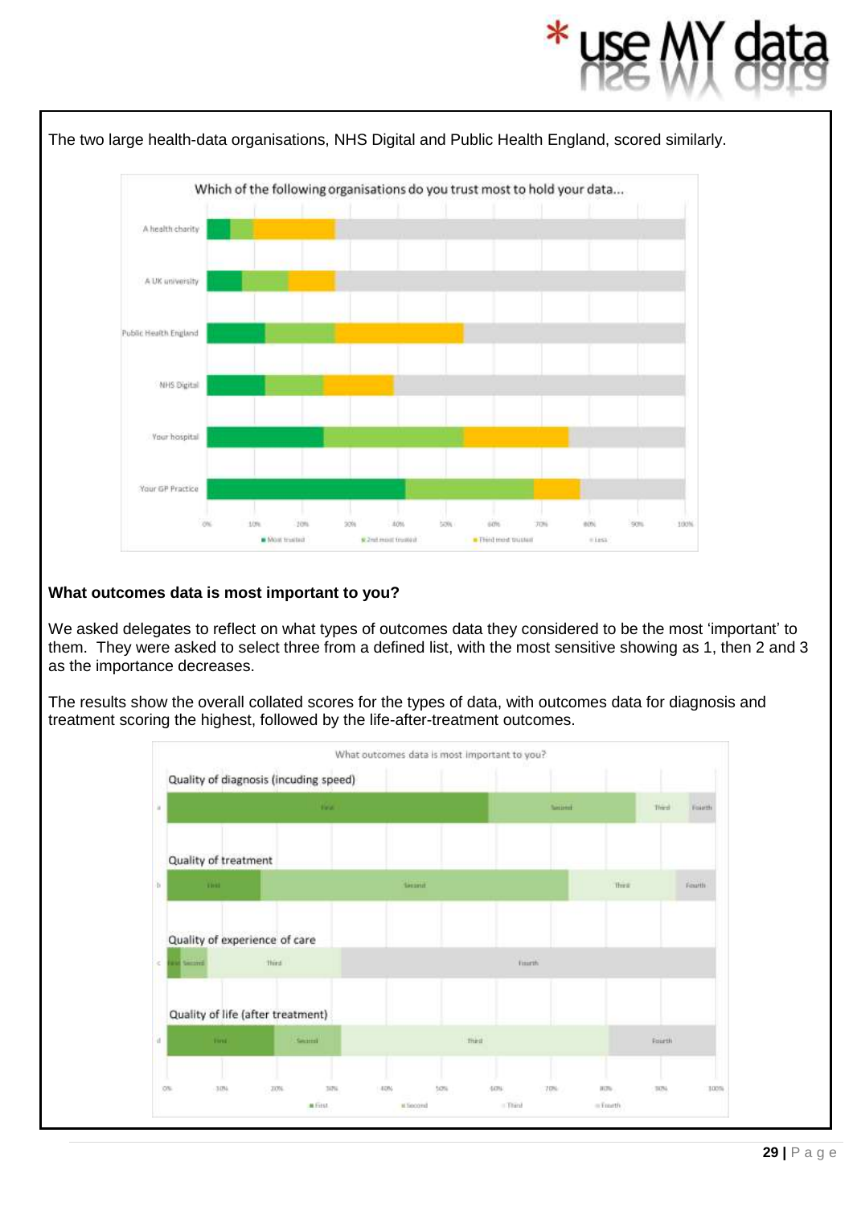The two large health-data organisations, NHS Digital and Public Health England, scored similarly.

Which of the following organisations do you trust most to hold your data...

**What outcomes data is most important to you?**

We asked delegates to reflect on what types of outcomes data they considered to be the most 'important' to them. They were asked to select three from a defined list, with the most sensitive showing as 1, then 2 and 3 as the importance decreases.

The results show the overall collated scores for the types of data, with outcomes data for diagnosis and treatment scoring the highest, followed by the life-after-treatment outcomes.

What outcomes data is most important to you?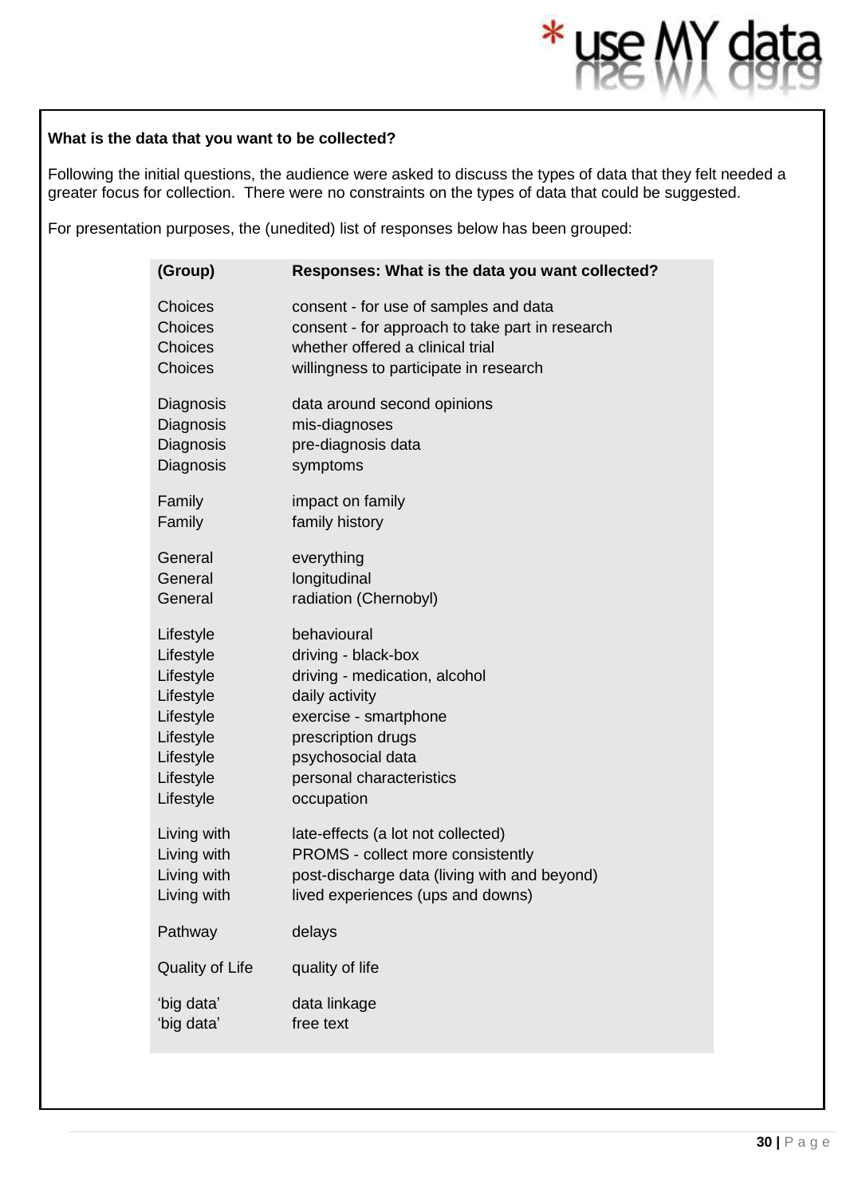**What is the data that you want to be collected?**

Following the initial questions, the audience were asked to discuss the types of data that they felt needed a greater focus for collection. There were no constraints on the types of data that could be suggested.

For presentation purposes, the (unedited) list of responses below has been grouped:

| (Group) | Responses: What is the data you want collected? |
|---|---|
| Choices | consent - for use of samples and data |
| Choices | consent - for approach to take part in research |
| Choices | whether offered a clinical trial |
| Choices | willingness to participate in research |
| Diagnosis | data around second opinions |
| Diagnosis | mis-diagnoses |
| Diagnosis | pre-diagnosis data |
| Diagnosis | symptoms |
| Family | impact on family |
| Family | family history |
| General | everything |
| General | longitudinal |
| General | radiation (Chernobyl) |
| Lifestyle | behavioural |
| Lifestyle | driving - black-box |
| Lifestyle | driving - medication, alcohol |
| Lifestyle | daily activity |
| Lifestyle | exercise - smartphone |
| Lifestyle | prescription drugs |
| Lifestyle | psychosocial data |
| Lifestyle | personal characteristics |
| Lifestyle | occupation |
| Living with | late-effects (a lot not collected) |
| Living with | PROMS - collect more consistently |
| Living with | post-discharge data (living with and beyond) |
| Living with | lived experiences (ups and downs) |
| Pathway | delays |
| Quality of Life | quality of life |
| 'big data' | data linkage |
| 'big data' | free text |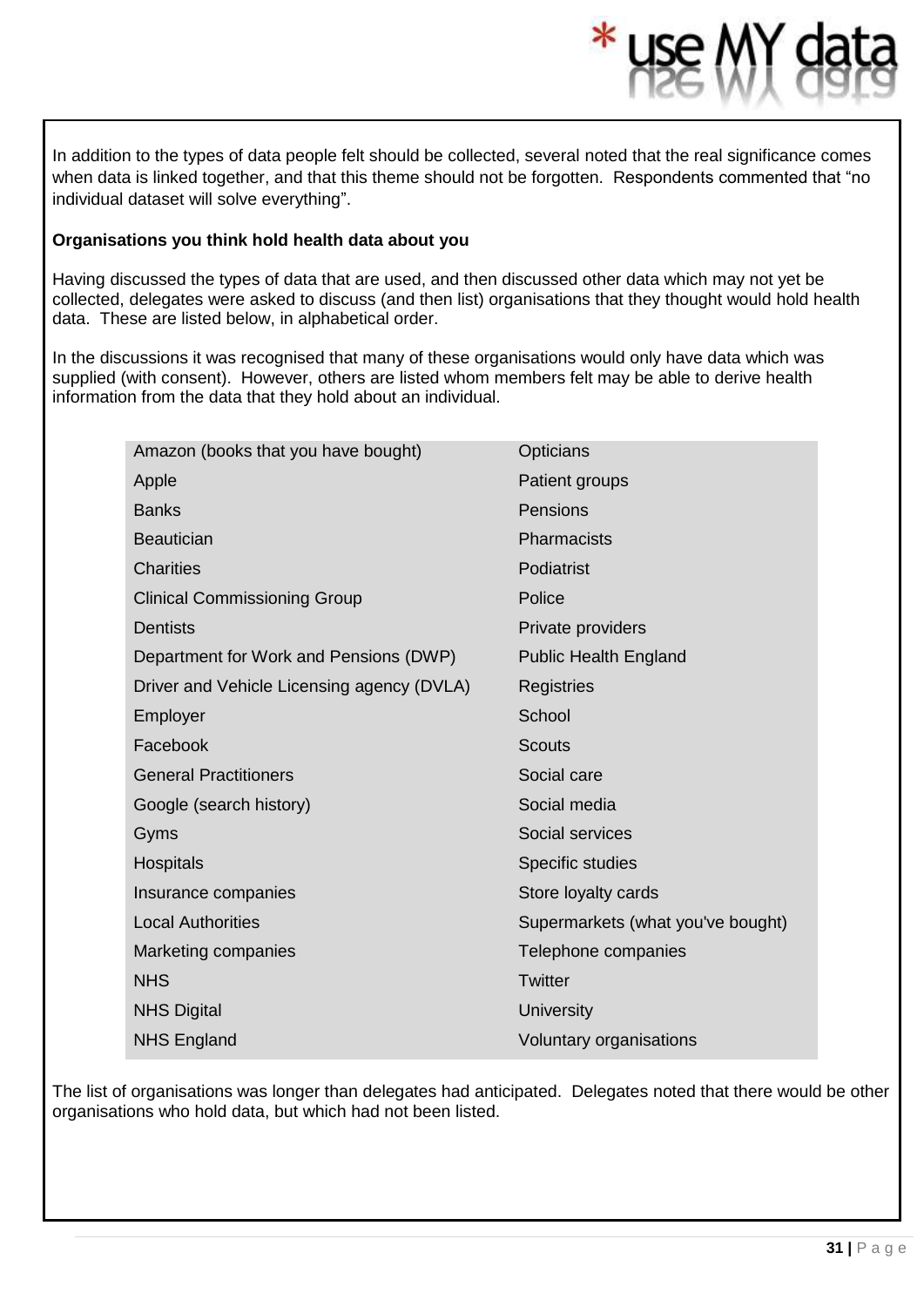In addition to the types of data people felt should be collected, several noted that the real significance comes when data is linked together, and that this theme should not be forgotten. Respondents commented that "no individual dataset will solve everything".

**Organisations you think hold health data about you**

Having discussed the types of data that are used, and then discussed other data which may not yet be collected, delegates were asked to discuss (and then list) organisations that they thought would hold health data. These are listed below, in alphabetical order.

In the discussions it was recognised that many of these organisations would only have data which was supplied (with consent). However, others are listed whom members felt may be able to derive health information from the data that they hold about an individual.

| | |
|---|---|
| Amazon (books that you have bought) | Opticians |
| Apple | Patient groups |
| Banks | Pensions |
| Beautician | Pharmacists |
| Charities | Podiatrist |
| Clinical Commissioning Group | Police |
| Dentists | Private providers |
| Department for Work and Pensions (DWP) | Public Health England |
| Driver and Vehicle Licensing agency (DVLA) | Registries |
| Employer | School |
| Facebook | Scouts |
| General Practitioners | Social care |
| Google (search history) | Social media |
| Gyms | Social services |
| Hospitals | Specific studies |
| Insurance companies | Store loyalty cards |
| Local Authorities | Supermarkets (what you've bought) |
| Marketing companies | Telephone companies |
| NHS | Twitter |
| NHS Digital | University |
| NHS England | Voluntary organisations |

The list of organisations was longer than delegates had anticipated. Delegates noted that there would be other organisations who hold data, but which had not been listed.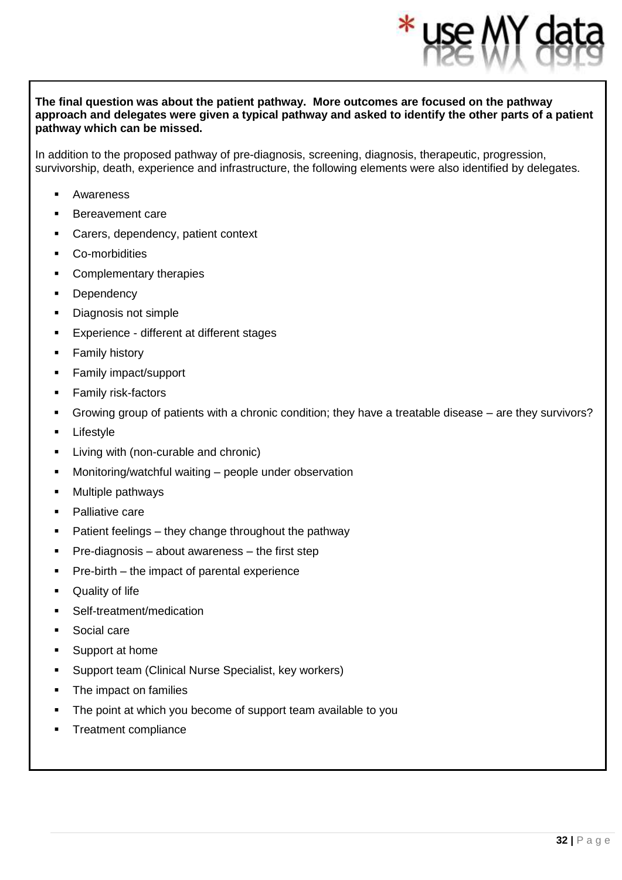**The final question was about the patient pathway. More outcomes are focused on the pathway approach and delegates were given a typical pathway and asked to identify the other parts of a patient pathway which can be missed.**

In addition to the proposed pathway of pre-diagnosis, screening, diagnosis, therapeutic, progression, survivorship, death, experience and infrastructure, the following elements were also identified by delegates.

- Awareness
- Bereavement care
- Carers, dependency, patient context
- Co-morbidities
- Complementary therapies
- Dependency
- Diagnosis not simple
- Experience - different at different stages
- Family history
- Family impact/support
- Family risk-factors
- Growing group of patients with a chronic condition; they have a treatable disease – are they survivors?
- Lifestyle
- Living with (non-curable and chronic)
- Monitoring/watchful waiting – people under observation
- Multiple pathways
- Palliative care
- Patient feelings – they change throughout the pathway
- Pre-diagnosis – about awareness – the first step
- Pre-birth – the impact of parental experience
- Quality of life
- Self-treatment/medication
- Social care
- Support at home
- Support team (Clinical Nurse Specialist, key workers)
- The impact on families
- The point at which you become of support team available to you
- Treatment compliance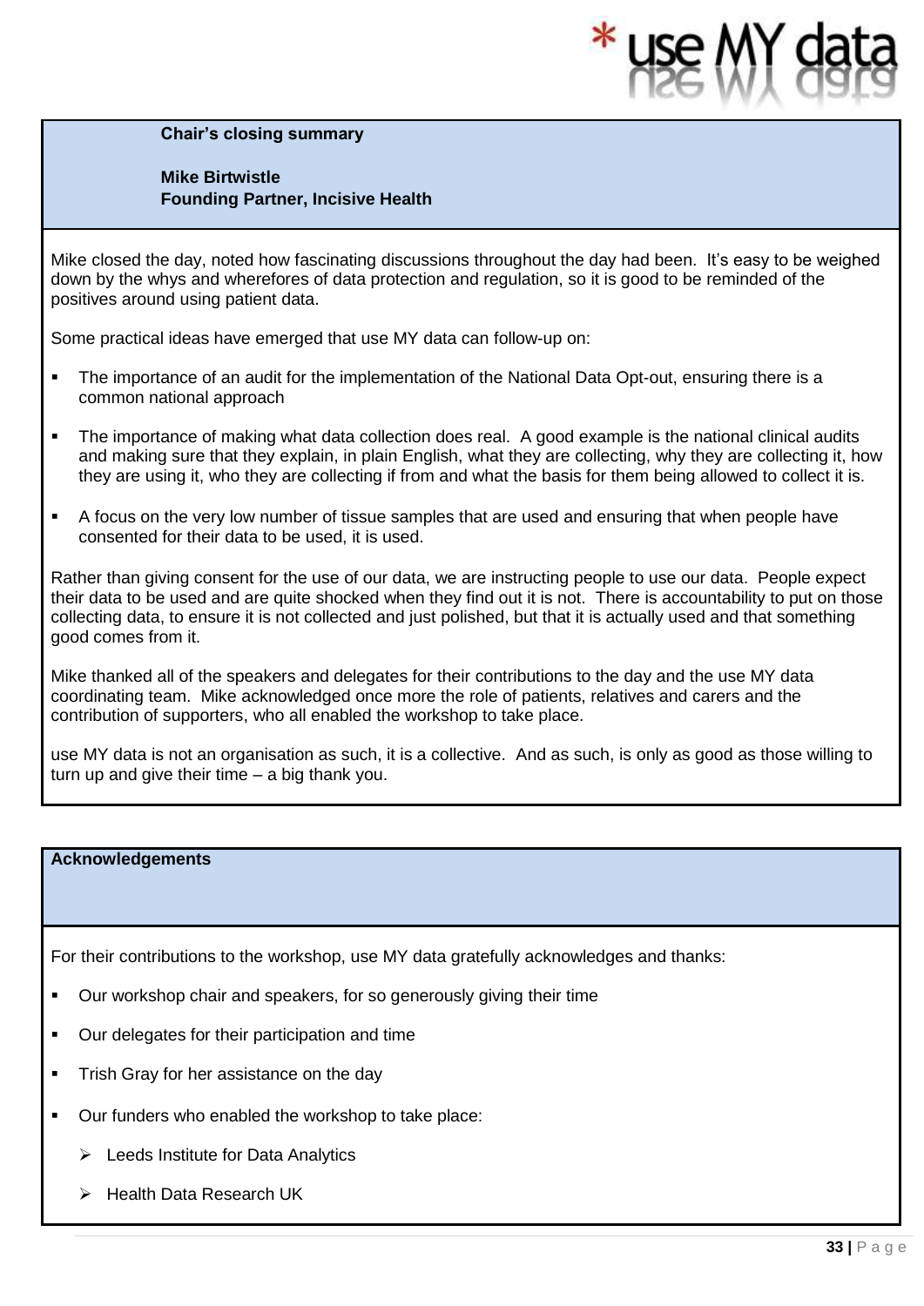## Chair's closing summary

**Mike Birtwistle**
**Founding Partner, Incisive Health**

Mike closed the day, noted how fascinating discussions throughout the day had been. It's easy to be weighed down by the whys and wherefores of data protection and regulation, so it is good to be reminded of the positives around using patient data.

Some practical ideas have emerged that use MY data can follow-up on:

- The importance of an audit for the implementation of the National Data Opt-out, ensuring there is a common national approach
- The importance of making what data collection does real. A good example is the national clinical audits and making sure that they explain, in plain English, what they are collecting, why they are collecting it, how they are using it, who they are collecting if from and what the basis for them being allowed to collect it is.
- A focus on the very low number of tissue samples that are used and ensuring that when people have consented for their data to be used, it is used.

Rather than giving consent for the use of our data, we are instructing people to use our data. People expect their data to be used and are quite shocked when they find out it is not. There is accountability to put on those collecting data, to ensure it is not collected and just polished, but that it is actually used and that something good comes from it.

Mike thanked all of the speakers and delegates for their contributions to the day and the use MY data coordinating team. Mike acknowledged once more the role of patients, relatives and carers and the contribution of supporters, who all enabled the workshop to take place.

use MY data is not an organisation as such, it is a collective. And as such, is only as good as those willing to turn up and give their time – a big thank you.

## Acknowledgements

For their contributions to the workshop, use MY data gratefully acknowledges and thanks:

- Our workshop chair and speakers, for so generously giving their time
- Our delegates for their participation and time
- Trish Gray for her assistance on the day
- Our funders who enabled the workshop to take place:
  - Leeds Institute for Data Analytics
  - Health Data Research UK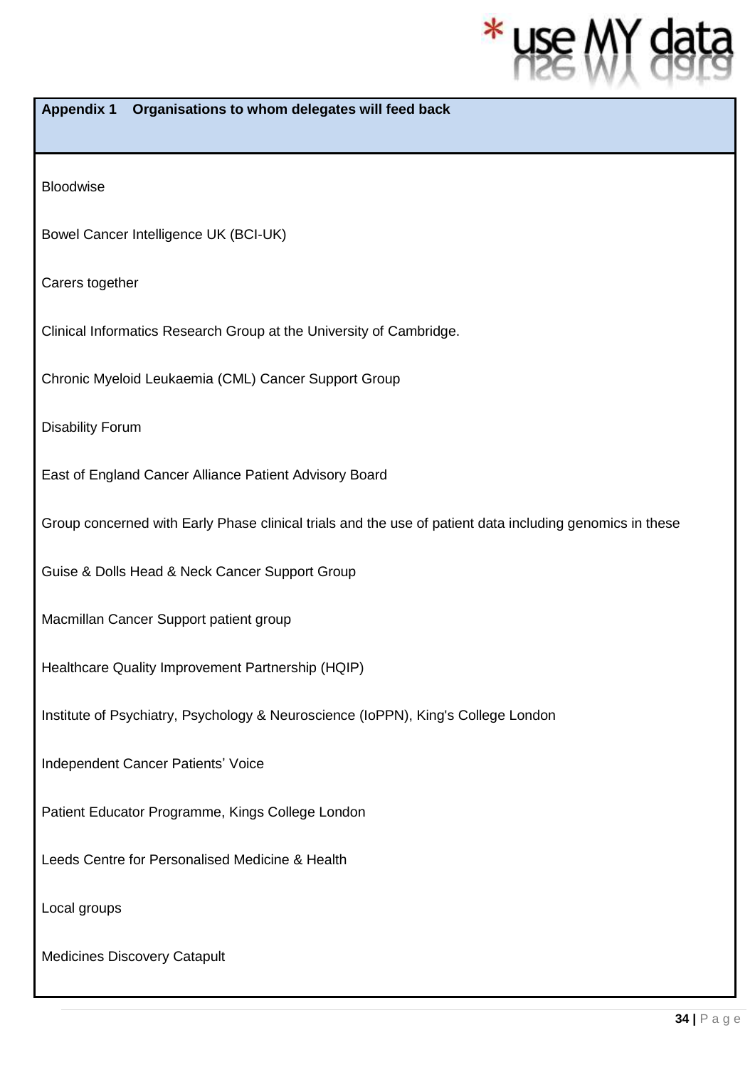## Appendix 1 Organisations to whom delegates will feed back

Bloodwise

Bowel Cancer Intelligence UK (BCI-UK)

Carers together

Clinical Informatics Research Group at the University of Cambridge.

Chronic Myeloid Leukaemia (CML) Cancer Support Group

Disability Forum

East of England Cancer Alliance Patient Advisory Board

Group concerned with Early Phase clinical trials and the use of patient data including genomics in these

Guise & Dolls Head & Neck Cancer Support Group

Macmillan Cancer Support patient group

Healthcare Quality Improvement Partnership (HQIP)

Institute of Psychiatry, Psychology & Neuroscience (IoPPN), King's College London

Independent Cancer Patients' Voice

Patient Educator Programme, Kings College London

Leeds Centre for Personalised Medicine & Health

Local groups

Medicines Discovery Catapult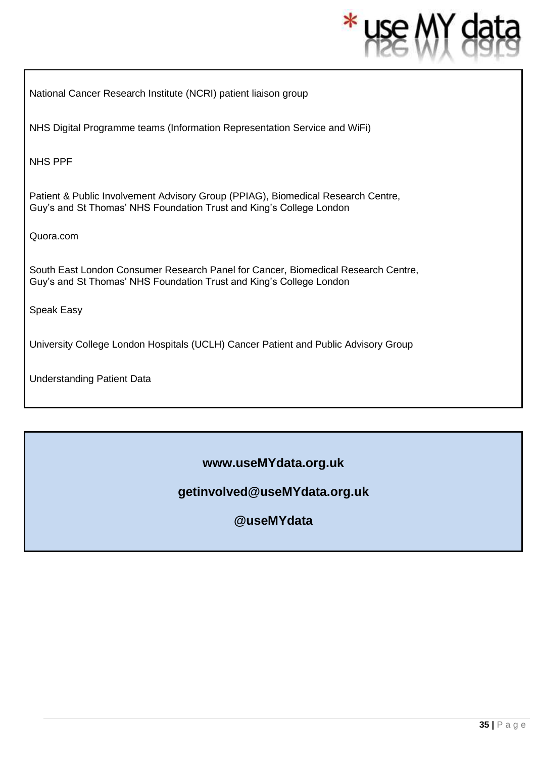National Cancer Research Institute (NCRI) patient liaison group

NHS Digital Programme teams (Information Representation Service and WiFi)

NHS PPF

Patient & Public Involvement Advisory Group (PPIAG), Biomedical Research Centre, Guy's and St Thomas' NHS Foundation Trust and King's College London

Quora.com

South East London Consumer Research Panel for Cancer, Biomedical Research Centre, Guy's and St Thomas' NHS Foundation Trust and King's College London

Speak Easy

University College London Hospitals (UCLH) Cancer Patient and Public Advisory Group

Understanding Patient Data

**www.useMYdata.org.uk**

**getinvolved@useMYdata.org.uk**

**@useMYdata**